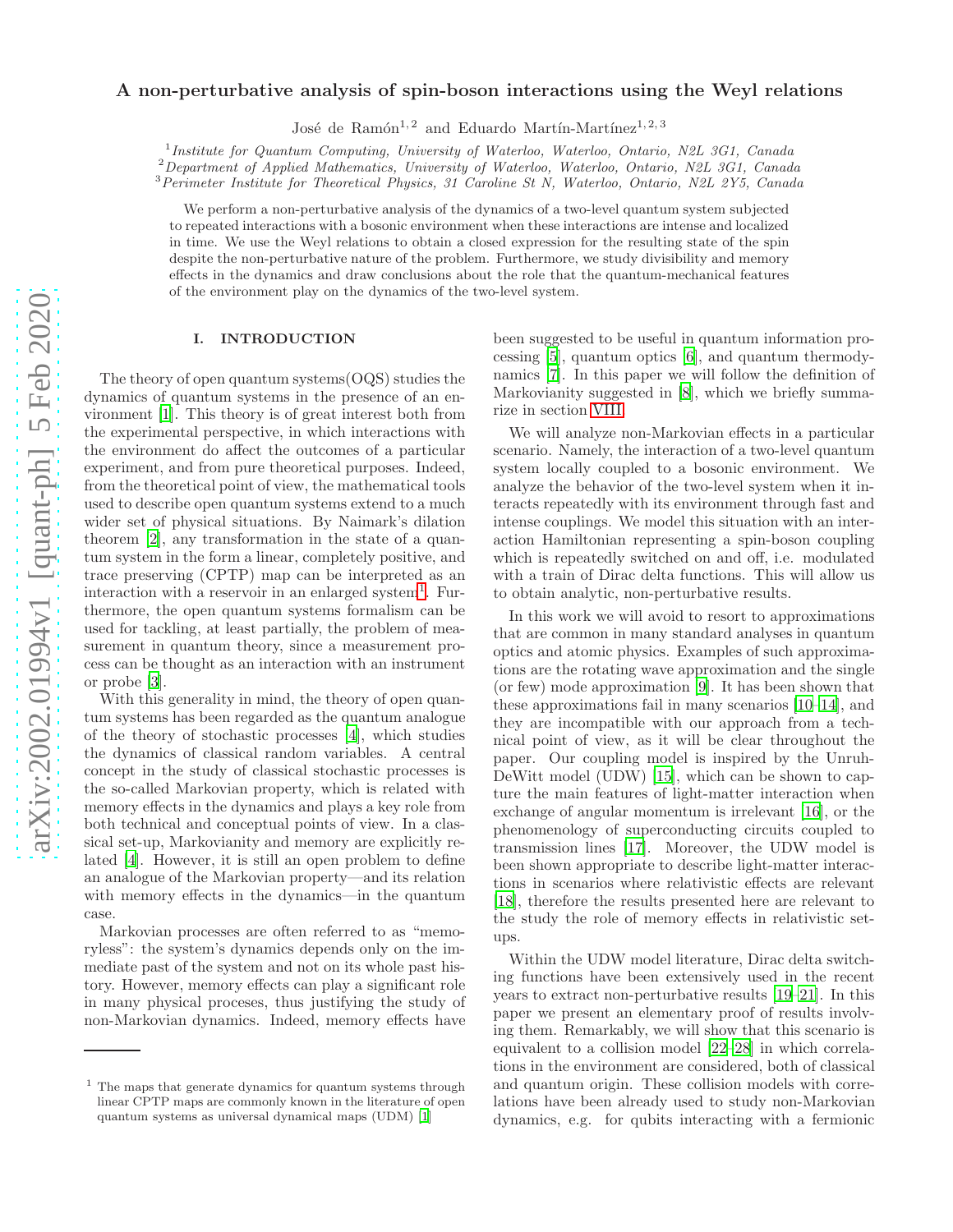# A non-perturbative analysis of spin-boson interactions using the Weyl relations

José de Ramón[1,2] and Eduardo Martín-Martínez[1,2,3]

[1] *Institute for Quantum Computing, University of Waterloo, Waterloo, Ontario, N2L 3G1, Canada*
[2] *Department of Applied Mathematics, University of Waterloo, Waterloo, Ontario, N2L 3G1, Canada*
[3] *Perimeter Institute for Theoretical Physics, 31 Caroline St N, Waterloo, Ontario, N2L 2Y5, Canada*

We perform a non-perturbative analysis of the dynamics of a two-level quantum system subjected to repeated interactions with a bosonic environment when these interactions are intense and localized in time. We use the Weyl relations to obtain a closed expression for the resulting state of the spin despite the non-perturbative nature of the problem. Furthermore, we study divisibility and memory effects in the dynamics and draw conclusions about the role that the quantum-mechanical features of the environment play on the dynamics of the two-level system.

## I. INTRODUCTION

The theory of open quantum systems(OQS) studies the dynamics of quantum systems in the presence of an environment [1]. This theory is of great interest both from the experimental perspective, in which interactions with the environment do affect the outcomes of a particular experiment, and from pure theoretical purposes. Indeed, from the theoretical point of view, the mathematical tools used to describe open quantum systems extend to a much wider set of physical situations. By Naimark's dilation theorem [2], any transformation in the state of a quantum system in the form a linear, completely positive, and trace preserving (CPTP) map can be interpreted as an interaction with a reservoir in an enlarged system[1]. Furthermore, the open quantum systems formalism can be used for tackling, at least partially, the problem of measurement in quantum theory, since a measurement process can be thought as an interaction with an instrument or probe [3].

With this generality in mind, the theory of open quantum systems has been regarded as the quantum analogue of the theory of stochastic processes [4], which studies the dynamics of classical random variables. A central concept in the study of classical stochastic processes is the so-called Markovian property, which is related with memory effects in the dynamics and plays a key role from both technical and conceptual points of view. In a classical set-up, Markovianity and memory are explicitly related [4]. However, it is still an open problem to define an analogue of the Markovian property—and its relation with memory effects in the dynamics—in the quantum case.

Markovian processes are often referred to as "memoryless": the system's dynamics depends only on the immediate past of the system and not on its whole past history. However, memory effects can play a significant role in many physical proceses, thus justifying the study of non-Markovian dynamics. Indeed, memory effects have been suggested to be useful in quantum information processing [5], quantum optics [6], and quantum thermodynamics [7]. In this paper we will follow the definition of Markovianity suggested in [8], which we briefly summarize in section VIII.

We will analyze non-Markovian effects in a particular scenario. Namely, the interaction of a two-level quantum system locally coupled to a bosonic environment. We analyze the behavior of the two-level system when it interacts repeatedly with its environment through fast and intense couplings. We model this situation with an interaction Hamiltonian representing a spin-boson coupling which is repeatedly switched on and off, i.e. modulated with a train of Dirac delta functions. This will allow us to obtain analytic, non-perturbative results.

In this work we will avoid to resort to approximations that are common in many standard analyses in quantum optics and atomic physics. Examples of such approximations are the rotating wave approximation and the single (or few) mode approximation [9]. It has been shown that these approximations fail in many scenarios [10–14], and they are incompatible with our approach from a technical point of view, as it will be clear throughout the paper. Our coupling model is inspired by the Unruh-DeWitt model (UDW) [15], which can be shown to capture the main features of light-matter interaction when exchange of angular momentum is irrelevant [16], or the phenomenology of superconducting circuits coupled to transmission lines [17]. Moreover, the UDW model is been shown appropriate to describe light-matter interactions in scenarios where relativistic effects are relevant [18], therefore the results presented here are relevant to the study the role of memory effects in relativistic setups.

Within the UDW model literature, Dirac delta switching functions have been extensively used in the recent years to extract non-perturbative results [19–21]. In this paper we present an elementary proof of results involving them. Remarkably, we will show that this scenario is equivalent to a collision model [22–28] in which correlations in the environment are considered, both of classical and quantum origin. These collision models with correlations have been already used to study non-Markovian dynamics, e.g. for qubits interacting with a fermionic

[1] The maps that generate dynamics for quantum systems through linear CPTP maps are commonly known in the literature of open quantum systems as universal dynamical maps (UDM) [1]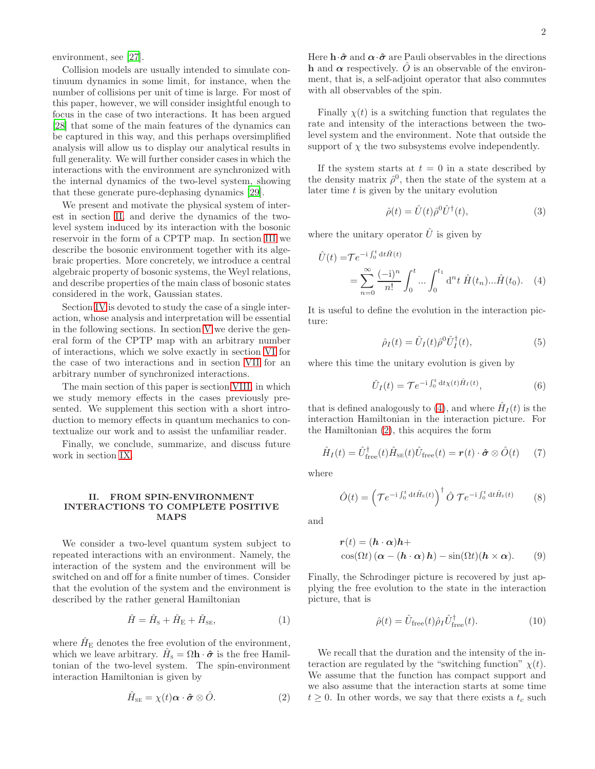environment, see [27].

Collision models are usually intended to simulate continuum dynamics in some limit, for instance, when the number of collisions per unit of time is large. For most of this paper, however, we will consider insightful enough to focus in the case of two interactions. It has been argued [28] that some of the main features of the dynamics can be captured in this way, and this perhaps oversimplified analysis will allow us to display our analytical results in full generality. We will further consider cases in which the interactions with the environment are synchronized with the internal dynamics of the two-level system, showing that these generate pure-dephasing dynamics [29].

We present and motivate the physical system of interest in section II, and derive the dynamics of the two-level system induced by its interaction with the bosonic reservoir in the form of a CPTP map. In section III we describe the bosonic environment together with its algebraic properties. More concretely, we introduce a central algebraic property of bosonic systems, the Weyl relations, and describe properties of the main class of bosonic states considered in the work, Gaussian states.

Section IV is devoted to study the case of a single interaction, whose analysis and interpretation will be essential in the following sections. In section V we derive the general form of the CPTP map with an arbitrary number of interactions, which we solve exactly in section VI for the case of two interactions and in section VII for an arbitrary number of synchronized interactions.

The main section of this paper is section VIII, in which we study memory effects in the cases previously presented. We supplement this section with a short introduction to memory effects in quantum mechanics to contextualize our work and to assist the unfamiliar reader.

Finally, we conclude, summarize, and discuss future work in section IX.

## II. FROM SPIN-ENVIRONMENT INTERACTIONS TO COMPLETE POSITIVE MAPS

We consider a two-level quantum system subject to repeated interactions with an environment. Namely, the interaction of the system and the environment will be switched on and off for a finite number of times. Consider that the evolution of the system and the environment is described by the rather general Hamiltonian

$$\hat{H} = \hat{H}_{\text{S}} + \hat{H}_{\text{E}} + \hat{H}_{\text{SE}}, \tag{1}$$

where $\hat{H}_{\text{E}}$ denotes the free evolution of the environment, which we leave arbitrary. $\hat{H}_{\text{S}} = \Omega \mathbf{h} \cdot \hat{\boldsymbol{\sigma}}$ is the free Hamiltonian of the two-level system. The spin-environment interaction Hamiltonian is given by

$$\hat{H}_{\text{SE}} = \chi(t) \boldsymbol{\alpha} \cdot \hat{\boldsymbol{\sigma}} \otimes \hat{O}. \tag{2}$$

Here $\mathbf{h} \cdot \hat{\boldsymbol{\sigma}}$ and $\boldsymbol{\alpha} \cdot \hat{\boldsymbol{\sigma}}$ are Pauli observables in the directions $\mathbf{h}$ and $\boldsymbol{\alpha}$ respectively. $\hat{O}$ is an observable of the environment, that is, a self-adjoint operator that also commutes with all observables of the spin.

Finally $\chi(t)$ is a switching function that regulates the rate and intensity of the interactions between the two-level system and the environment. Note that outside the support of $\chi$ the two subsystems evolve independently.

If the system starts at $t = 0$ in a state described by the density matrix $\hat{\rho}^0$, then the state of the system at a later time $t$ is given by the unitary evolution

$$\hat{\rho}(t) = \hat{U}(t) \hat{\rho}^0 \hat{U}^\dagger(t), \tag{3}$$

where the unitary operator $\hat{U}$ is given by

$$\begin{aligned} \hat{U}(t) =& \mathcal{T} e^{-\mathrm{i} \int_0^t \mathrm{d}t \hat{H}(t)} \\ &= \sum_{n=0}^{\infty} \frac{(-\mathrm{i})^n}{n!} \int_0^t ... \int_0^{t_1} \mathrm{d}^n t \; \hat{H}(t_n) ... \hat{H}(t_0). \end{aligned} \tag{4}$$

It is useful to define the evolution in the interaction picture:

$$\hat{\rho}_I(t) = \hat{U}_I(t) \hat{\rho}^0 \hat{U}_I^\dagger(t), \tag{5}$$

where this time the unitary evolution is given by

$$\hat{U}_I(t) = \mathcal{T} e^{-\mathrm{i} \int_0^t \mathrm{d}t \chi(t) \hat{H}_I(t)}, \tag{6}$$

that is defined analogously to (4), and where $\hat{H}_I(t)$ is the interaction Hamiltonian in the interaction picture. For the Hamiltonian (2), this acquires the form

$$\hat{H}_I(t) = \hat{U}_{\text{free}}^\dagger(t) \hat{H}_{\text{SE}}(t) \hat{U}_{\text{free}}(t) = \boldsymbol{r}(t) \cdot \hat{\boldsymbol{\sigma}} \otimes \hat{O}(t) \tag{7}$$

where

$$\hat{O}(t) = \left( \mathcal{T} e^{-\mathrm{i} \int_0^t \mathrm{d}t \hat{H}_{\text{E}}(t)} \right)^\dagger \hat{O} \; \mathcal{T} e^{-\mathrm{i} \int_0^t \mathrm{d}t \hat{H}_{\text{E}}(t)} \tag{8}$$

and

$$\begin{aligned} &\boldsymbol{r}(t) = (\boldsymbol{h} \cdot \boldsymbol{\alpha}) \boldsymbol{h} + \\ &\cos(\Omega t) \left( \boldsymbol{\alpha} - (\boldsymbol{h} \cdot \boldsymbol{\alpha}) \, \boldsymbol{h} \right) - \sin(\Omega t) (\boldsymbol{h} \times \boldsymbol{\alpha}). \end{aligned} \tag{9}$$

Finally, the Schrodinger picture is recovered by just applying the free evolution to the state in the interaction picture, that is

$$\hat{\rho}(t) = \hat{U}_{\text{free}}(t) \hat{\rho}_I \hat{U}_{\text{free}}^\dagger(t). \tag{10}$$

We recall that the duration and the intensity of the interaction are regulated by the "switching function" $\chi(t)$. We assume that the function has compact support and we also assume that the interaction starts at some time $t \geq 0$. In other words, we say that there exists a $t_c$ such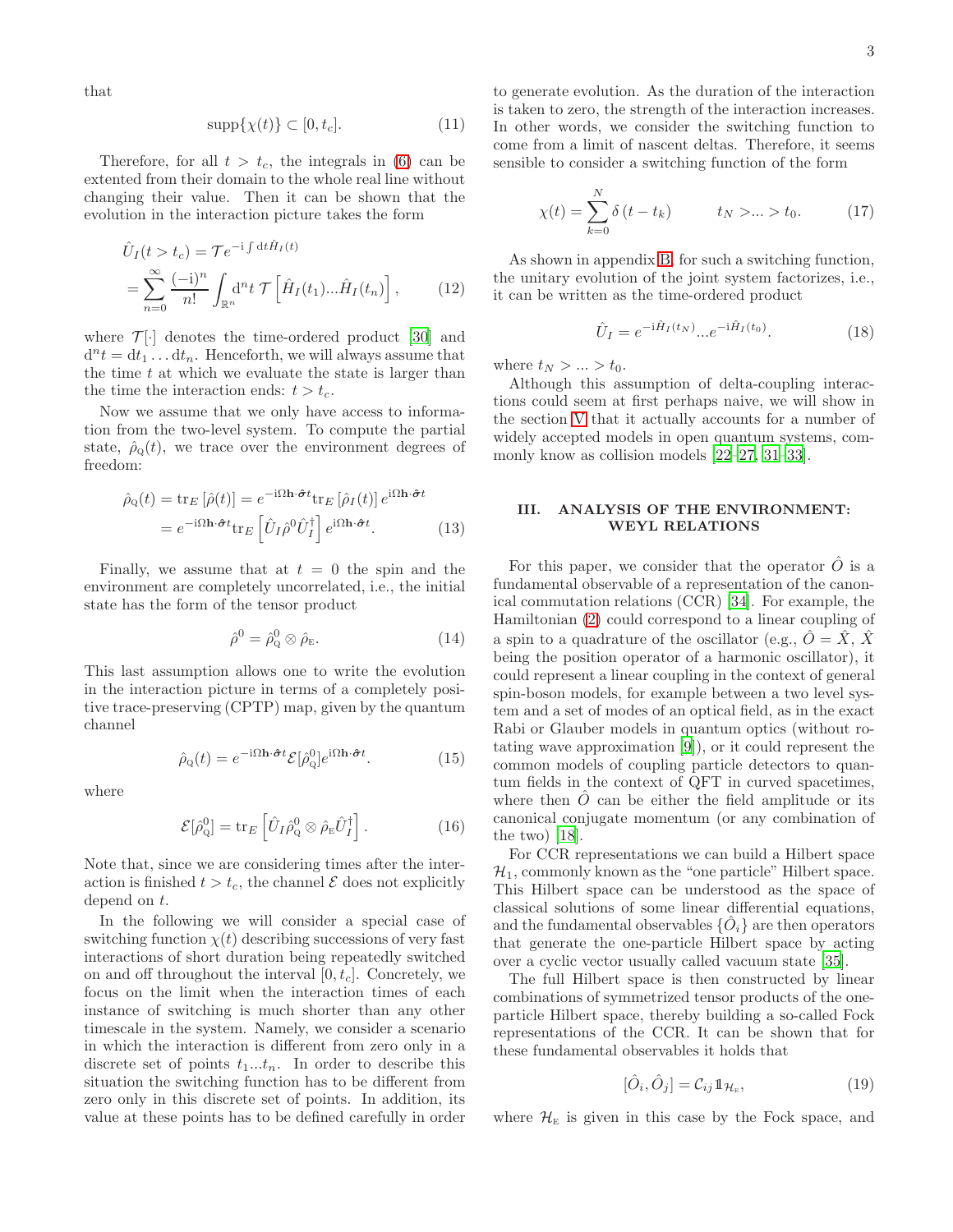that

$$\text{supp}\{\chi(t)\} \subset [0, t_c]. \tag{11}$$

Therefore, for all $t > t_c$, the integrals in (6) can be extented from their domain to the whole real line without changing their value. Then it can be shown that the evolution in the interaction picture takes the form

$$\begin{aligned}\hat{U}_I(t > t_c) &= \mathcal{T} e^{-\mathrm{i}\int \mathrm{d}t \hat{H}_I(t)} \\ &= \sum_{n=0}^{\infty} \frac{(-\mathrm{i})^n}{n!} \int_{\mathbb{R}^n} \mathrm{d}^n t \, \mathcal{T}\left[\hat{H}_I(t_1)...\hat{H}_I(t_n)\right], \end{aligned} \tag{12}$$

where $\mathcal{T}[\cdot]$ denotes the time-ordered product [30] and $\mathrm{d}^n t = \mathrm{d}t_1 \dots \mathrm{d}t_n$. Henceforth, we will always assume that the time $t$ at which we evaluate the state is larger than the time the interaction ends: $t > t_c$.

Now we assume that we only have access to information from the two-level system. To compute the partial state, $\hat{\rho}_{\text{Q}}(t)$, we trace over the environment degrees of freedom:

$$\begin{aligned}\hat{\rho}_{\text{Q}}(t) &= \text{tr}_E\left[\hat{\rho}(t)\right] = e^{-\mathrm{i}\Omega \mathbf{h}\cdot\hat{\boldsymbol{\sigma}} t} \text{tr}_E\left[\hat{\rho}_I(t)\right] e^{\mathrm{i}\Omega \mathbf{h}\cdot\hat{\boldsymbol{\sigma}} t} \\ &= e^{-\mathrm{i}\Omega \mathbf{h}\cdot\hat{\boldsymbol{\sigma}} t} \text{tr}_E\left[\hat{U}_I \hat{\rho}^0 \hat{U}_I^\dagger\right] e^{\mathrm{i}\Omega \mathbf{h}\cdot\hat{\boldsymbol{\sigma}} t}. \end{aligned} \tag{13}$$

Finally, we assume that at $t = 0$ the spin and the environment are completely uncorrelated, i.e., the initial state has the form of the tensor product

$$\hat{\rho}^0 = \hat{\rho}_{\text{Q}}^0 \otimes \hat{\rho}_{\text{E}}. \tag{14}$$

This last assumption allows one to write the evolution in the interaction picture in terms of a completely positive trace-preserving (CPTP) map, given by the quantum channel

$$\hat{\rho}_{\text{Q}}(t) = e^{-\mathrm{i}\Omega \mathbf{h}\cdot\hat{\boldsymbol{\sigma}} t} \mathcal{E}[\hat{\rho}_{\text{Q}}^0] e^{\mathrm{i}\Omega \mathbf{h}\cdot\hat{\boldsymbol{\sigma}} t}. \tag{15}$$

where

$$\mathcal{E}[\hat{\rho}_{\text{Q}}^0] = \text{tr}_E\left[\hat{U}_I \hat{\rho}_{\text{Q}}^0 \otimes \hat{\rho}_{\text{E}} \hat{U}_I^\dagger\right]. \tag{16}$$

Note that, since we are considering times after the interaction is finished $t > t_c$, the channel $\mathcal{E}$ does not explicitly depend on $t$.

In the following we will consider a special case of switching function $\chi(t)$ describing successions of very fast interactions of short duration being repeatedly switched on and off throughout the interval $[0, t_c]$. Concretely, we focus on the limit when the interaction times of each instance of switching is much shorter than any other timescale in the system. Namely, we consider a scenario in which the interaction is different from zero only in a discrete set of points $t_1...t_n$. In order to describe this situation the switching function has to be different from zero only in this discrete set of points. In addition, its value at these points has to be defined carefully in order to generate evolution. As the duration of the interaction is taken to zero, the strength of the interaction increases. In other words, we consider the switching function to come from a limit of nascent deltas. Therefore, it seems sensible to consider a switching function of the form

$$\chi(t) = \sum_{k=0}^{N} \delta\left(t - t_k\right) \qquad t_N > ... > t_0. \tag{17}$$

As shown in appendix B, for such a switching function, the unitary evolution of the joint system factorizes, i.e., it can be written as the time-ordered product

$$\hat{U}_I = e^{-\mathrm{i}\hat{H}_I(t_N)}...e^{-\mathrm{i}\hat{H}_I(t_0)}. \tag{18}$$

where $t_N > ... > t_0$.

Although this assumption of delta-coupling interactions could seem at first perhaps naive, we will show in the section V that it actually accounts for a number of widely accepted models in open quantum systems, commonly know as collision models [22–27, 31–33].

## III. ANALYSIS OF THE ENVIRONMENT: WEYL RELATIONS

For this paper, we consider that the operator $\hat{O}$ is a fundamental observable of a representation of the canonical commutation relations (CCR) [34]. For example, the Hamiltonian (2) could correspond to a linear coupling of a spin to a quadrature of the oscillator (e.g., $\hat{O} = \hat{X}$, $\hat{X}$ being the position operator of a harmonic oscillator), it could represent a linear coupling in the context of general spin-boson models, for example between a two level system and a set of modes of an optical field, as in the exact Rabi or Glauber models in quantum optics (without rotating wave approximation [9]), or it could represent the common models of coupling particle detectors to quantum fields in the context of QFT in curved spacetimes, where then $\hat{O}$ can be either the field amplitude or its canonical conjugate momentum (or any combination of the two) [18].

For CCR representations we can build a Hilbert space $\mathcal{H}_1$, commonly known as the "one particle" Hilbert space. This Hilbert space can be understood as the space of classical solutions of some linear differential equations, and the fundamental observables $\{\hat{O}_i\}$ are then operators that generate the one-particle Hilbert space by acting over a cyclic vector usually called vacuum state [35].

The full Hilbert space is then constructed by linear combinations of symmetrized tensor products of the one-particle Hilbert space, thereby building a so-called Fock representations of the CCR. It can be shown that for these fundamental observables it holds that

$$[\hat{O}_i, \hat{O}_j] = \mathcal{C}_{ij} \mathbb{1}_{\mathcal{H}_{\text{E}}}, \tag{19}$$

where $\mathcal{H}_{\text{E}}$ is given in this case by the Fock space, and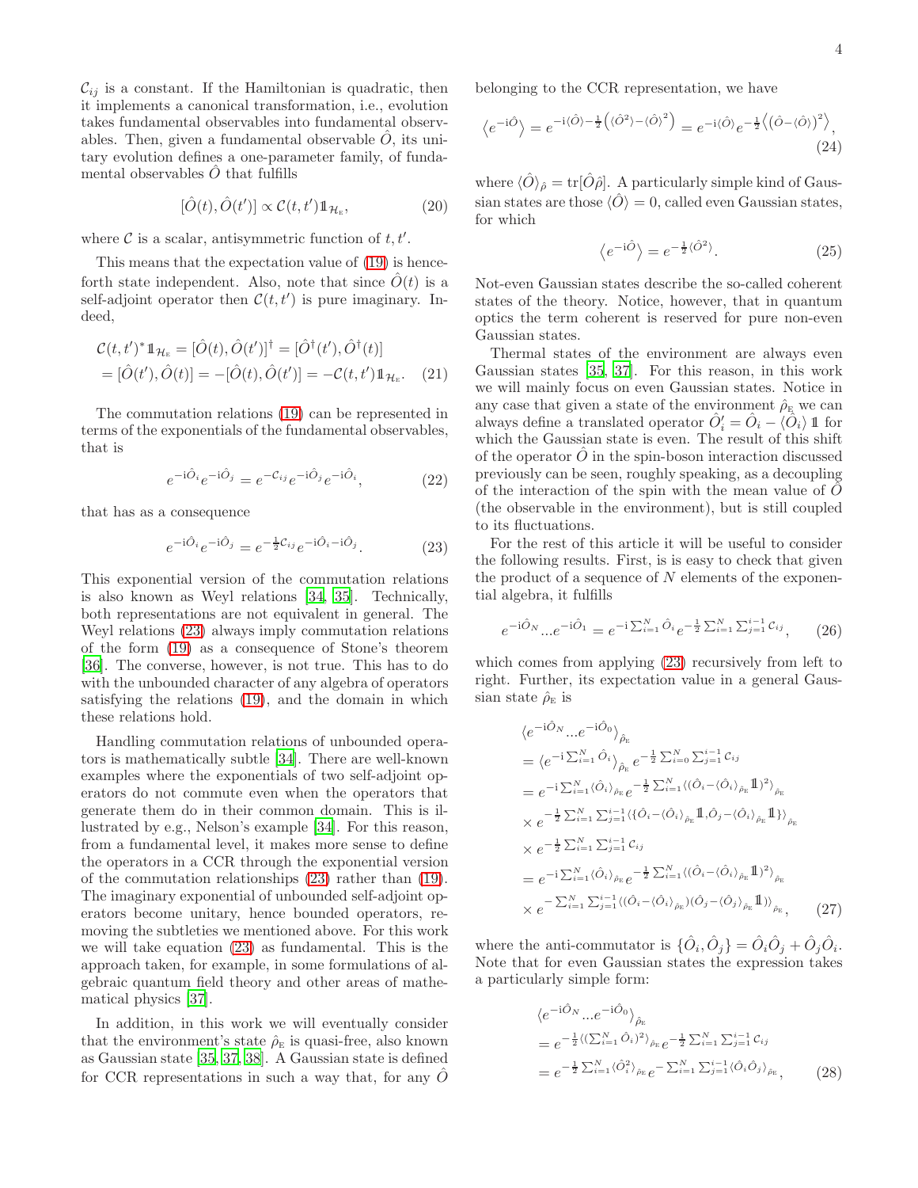$\mathcal{C}_{ij}$ is a constant. If the Hamiltonian is quadratic, then it implements a canonical transformation, i.e., evolution takes fundamental observables into fundamental observables. Then, given a fundamental observable $\hat{O}$, its unitary evolution defines a one-parameter family, of fundamental observables $\hat{O}$ that fulfills

$$[\hat{O}(t), \hat{O}(t')] \propto \mathcal{C}(t, t') \mathbb{1}_{\mathcal{H}_{\text{E}}}, \tag{20}$$

where $\mathcal{C}$ is a scalar, antisymmetric function of $t, t'$.

This means that the expectation value of (19) is henceforth state independent. Also, note that since $\hat{O}(t)$ is a self-adjoint operator then $\mathcal{C}(t, t')$ is pure imaginary. Indeed,

$$\begin{aligned}\mathcal{C}(t,t')^* \mathbb{1}_{\mathcal{H}_{\text{E}}} &= [\hat{O}(t), \hat{O}(t')]^\dagger = [\hat{O}^\dagger(t'), \hat{O}^\dagger(t)] \\ &= [\hat{O}(t'), \hat{O}(t)] = -[\hat{O}(t), \hat{O}(t')] = -\mathcal{C}(t,t') \mathbb{1}_{\mathcal{H}_{\text{E}}}. \end{aligned} \tag{21}$$

The commutation relations (19) can be represented in terms of the exponentials of the fundamental observables, that is

$$e^{-\mathrm{i}\hat{O}_i} e^{-\mathrm{i}\hat{O}_j} = e^{-\mathcal{C}_{ij}} e^{-\mathrm{i}\hat{O}_j} e^{-\mathrm{i}\hat{O}_i}, \tag{22}$$

that has as a consequence

$$e^{-\mathrm{i}\hat{O}_i} e^{-\mathrm{i}\hat{O}_j} = e^{-\frac{1}{2}\mathcal{C}_{ij}} e^{-\mathrm{i}\hat{O}_i - \mathrm{i}\hat{O}_j}. \tag{23}$$

This exponential version of the commutation relations is also known as Weyl relations [34, 35]. Technically, both representations are not equivalent in general. The Weyl relations (23) always imply commutation relations of the form (19) as a consequence of Stone's theorem [36]. The converse, however, is not true. This has to do with the unbounded character of any algebra of operators satisfying the relations (19), and the domain in which these relations hold.

Handling commutation relations of unbounded operators is mathematically subtle [34]. There are well-known examples where the exponentials of two self-adjoint operators do not commute even when the operators that generate them do in their common domain. This is illustrated by e.g., Nelson's example [34]. For this reason, from a fundamental level, it makes more sense to define the operators in a CCR through the exponential version of the commutation relationships (23) rather than (19). The imaginary exponential of unbounded self-adjoint operators become unitary, hence bounded operators, removing the subtleties we mentioned above. For this work we will take equation (23) as fundamental. This is the approach taken, for example, in some formulations of algebraic quantum field theory and other areas of mathematical physics [37].

In addition, in this work we will eventually consider that the environment's state $\hat{\rho}_{\text{E}}$ is quasi-free, also known as Gaussian state [35, 37, 38]. A Gaussian state is defined for CCR representations in such a way that, for any $\hat{O}$ belonging to the CCR representation, we have

$$\left\langle e^{-\mathrm{i}\hat{O}} \right\rangle = e^{-\mathrm{i}\langle\hat{O}\rangle - \frac{1}{2}\left(\langle\hat{O}^2\rangle - \langle\hat{O}\rangle^2\right)} = e^{-\mathrm{i}\langle\hat{O}\rangle} e^{-\frac{1}{2}\left\langle\left(\hat{O} - \langle\hat{O}\rangle\right)^2\right\rangle}, \tag{24}$$

where $\langle\hat{O}\rangle_{\hat{\rho}} = \mathrm{tr}[\hat{O}\hat{\rho}]$. A particularly simple kind of Gaussian states are those $\langle\hat{O}\rangle = 0$, called even Gaussian states, for which

$$\left\langle e^{-\mathrm{i}\hat{O}} \right\rangle = e^{-\frac{1}{2}\langle\hat{O}^2\rangle}. \tag{25}$$

Not-even Gaussian states describe the so-called coherent states of the theory. Notice, however, that in quantum optics the term coherent is reserved for pure non-even Gaussian states.

Thermal states of the environment are always even Gaussian states [35, 37]. For this reason, in this work we will mainly focus on even Gaussian states. Notice in any case that given a state of the environment $\hat{\rho}_{\text{E}}$ we can always define a translated operator $\hat{O}_i' = \hat{O}_i - \langle\hat{O}_i\rangle\, \mathbb{1}$ for which the Gaussian state is even. The result of this shift of the operator $\hat{O}$ in the spin-boson interaction discussed previously can be seen, roughly speaking, as a decoupling of the interaction of the spin with the mean value of $\hat{O}$ (the observable in the environment), but is still coupled to its fluctuations.

For the rest of this article it will be useful to consider the following results. First, is is easy to check that given the product of a sequence of $N$ elements of the exponential algebra, it fulfills

$$e^{-\mathrm{i}\hat{O}_N} ... e^{-\mathrm{i}\hat{O}_1} = e^{-\mathrm{i}\sum_{i=1}^N \hat{O}_i} e^{-\frac{1}{2}\sum_{i=1}^N \sum_{j=1}^{i-1} \mathcal{C}_{ij}}, \tag{26}$$

which comes from applying (23) recursively from left to right. Further, its expectation value in a general Gaussian state $\hat{\rho}_{\text{E}}$ is

$$\begin{aligned} &\langle e^{-\mathrm{i}\hat{O}_N} ... e^{-\mathrm{i}\hat{O}_0} \rangle_{\hat{\rho}_{\text{E}}} \\ &= \langle e^{-\mathrm{i}\sum_{i=1}^N \hat{O}_i} \rangle_{\hat{\rho}_{\text{E}}} e^{-\frac{1}{2}\sum_{i=0}^N \sum_{j=1}^{i-1} \mathcal{C}_{ij}} \\ &= e^{-\mathrm{i}\sum_{i=1}^N \langle\hat{O}_i\rangle_{\hat{\rho}_{\text{E}}}} e^{-\frac{1}{2}\sum_{i=1}^N \langle(\hat{O}_i - \langle\hat{O}_i\rangle_{\hat{\rho}_{\text{E}}} \mathbb{1})^2\rangle_{\hat{\rho}_{\text{E}}}} \\ &\times e^{-\frac{1}{2}\sum_{i=1}^N \sum_{j=1}^{i-1} \langle\{\hat{O}_i - \langle\hat{O}_i\rangle_{\hat{\rho}_{\text{E}}} \mathbb{1}, \hat{O}_j - \langle\hat{O}_j\rangle_{\hat{\rho}_{\text{E}}} \mathbb{1}\}\rangle_{\hat{\rho}_{\text{E}}}} \\ &\times e^{-\frac{1}{2}\sum_{i=1}^N \sum_{j=1}^{i-1} \mathcal{C}_{ij}} \\ &= e^{-\mathrm{i}\sum_{i=1}^N \langle\hat{O}_i\rangle_{\hat{\rho}_{\text{E}}}} e^{-\frac{1}{2}\sum_{i=1}^N \langle(\hat{O}_i - \langle\hat{O}_i\rangle_{\hat{\rho}_{\text{E}}} \mathbb{1})^2\rangle_{\hat{\rho}_{\text{E}}}} \\ &\times e^{-\sum_{i=1}^N \sum_{j=1}^{i-1} \langle(\hat{O}_i - \langle\hat{O}_i\rangle_{\hat{\rho}_{\text{E}}})(\hat{O}_j - \langle\hat{O}_j\rangle_{\hat{\rho}_{\text{E}}} \mathbb{1})\rangle_{\hat{\rho}_{\text{E}}}}, \end{aligned} \tag{27}$$

where the anti-commutator is $\{\hat{O}_i, \hat{O}_j\} = \hat{O}_i\hat{O}_j + \hat{O}_j\hat{O}_i$. Note that for even Gaussian states the expression takes a particularly simple form:

$$\begin{aligned} &\langle e^{-\mathrm{i}\hat{O}_N} ... e^{-\mathrm{i}\hat{O}_0} \rangle_{\hat{\rho}_{\text{E}}} \\ &= e^{-\frac{1}{2}\langle(\sum_{i=1}^N \hat{O}_i)^2\rangle_{\hat{\rho}_{\text{E}}}} e^{-\frac{1}{2}\sum_{i=1}^N \sum_{j=1}^{i-1} \mathcal{C}_{ij}} \\ &= e^{-\frac{1}{2}\sum_{i=1}^N \langle\hat{O}_i^2\rangle_{\hat{\rho}_{\text{E}}}} e^{-\sum_{i=1}^N \sum_{j=1}^{i-1} \langle\hat{O}_i\hat{O}_j\rangle_{\hat{\rho}_{\text{E}}}}, \end{aligned} \tag{28}$$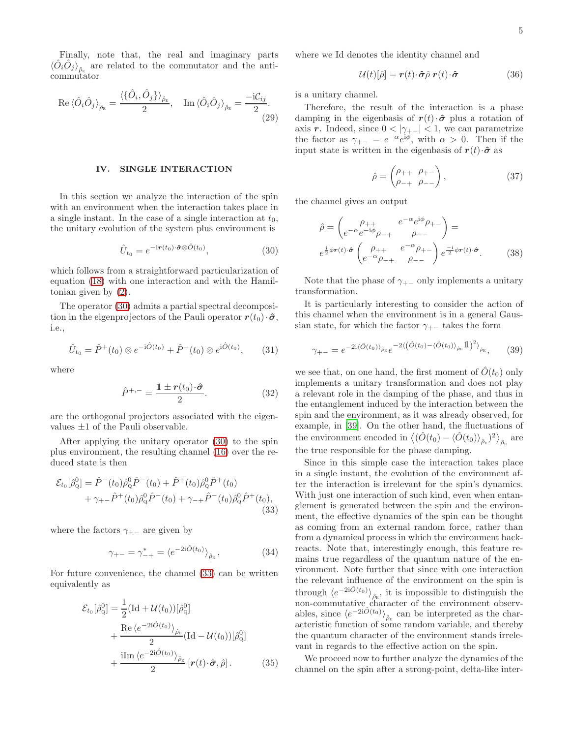Finally, note that, the real and imaginary parts $\langle \hat{O}_i \hat{O}_j \rangle_{\hat{\rho}_{\rm E}}$ are related to the commutator and the anti-commutator

$$
\mathrm{Re}\,\langle \hat{O}_i \hat{O}_j \rangle_{\hat{\rho}_{\rm E}} = \frac{\langle \{\hat{O}_i, \hat{O}_j\} \rangle_{\hat{\rho}_{\rm E}}}{2}, \quad \mathrm{Im}\,\langle \hat{O}_i \hat{O}_j \rangle_{\hat{\rho}_{\rm E}} = \frac{-\mathrm{i}\mathcal{C}_{ij}}{2}. \tag{29}
$$

## IV. SINGLE INTERACTION

In this section we analyze the interaction of the spin with an environment when the interaction takes place in a single instant. In the case of a single interaction at $t_0$, the unitary evolution of the system plus environment is

$$
\hat{U}_{t_0} = e^{-\mathrm{i}\boldsymbol{r}(t_0)\cdot\hat{\boldsymbol{\sigma}}\otimes\hat{O}(t_0)}, \tag{30}
$$

which follows from a straightforward particularization of equation (18) with one interaction and with the Hamiltonian given by (2).

The operator (30) admits a partial spectral decomposition in the eigenprojectors of the Pauli operator $\boldsymbol{r}(t_0)\cdot\hat{\boldsymbol{\sigma}}$, i.e.,

$$
\hat{U}_{t_0} = \hat{P}^{+}(t_0) \otimes e^{-\mathrm{i}\hat{O}(t_0)} + \hat{P}^{-}(t_0) \otimes e^{\mathrm{i}\hat{O}(t_0)}, \tag{31}
$$

where

$$
\hat{P}^{+,-} = \frac{\mathbb{1} \pm \boldsymbol{r}(t_0)\cdot\hat{\boldsymbol{\sigma}}}{2}. \tag{32}
$$

are the orthogonal projectors associated with the eigenvalues $\pm 1$ of the Pauli observable.

After applying the unitary operator (30) to the spin plus environment, the resulting channel (16) over the reduced state is then

$$
\begin{aligned}
\mathcal{E}_{t_0}[\hat{\rho}^0_{\rm Q}] &= \hat{P}^{-}(t_0)\hat{\rho}^0_{\rm Q}\hat{P}^{-}(t_0) + \hat{P}^{+}(t_0)\hat{\rho}^0_{\rm Q}\hat{P}^{+}(t_0) \\
&\quad + \gamma_{+-}\hat{P}^{+}(t_0)\hat{\rho}^0_{\rm Q}\hat{P}^{-}(t_0) + \gamma_{-+}\hat{P}^{-}(t_0)\hat{\rho}^0_{\rm Q}\hat{P}^{+}(t_0),
\end{aligned} \tag{33}
$$

where the factors $\gamma_{+-}$ are given by

$$
\gamma_{+-} = \gamma^{*}_{-+} = \langle e^{-2\mathrm{i}\hat{O}(t_0)} \rangle_{\hat{\rho}_{\rm E}}, \tag{34}
$$

For future convenience, the channel (33) can be written equivalently as

$$
\begin{aligned}
\mathcal{E}_{t_0}[\hat{\rho}^0_{\rm Q}] &= \frac{1}{2}(\mathrm{Id} + \mathcal{U}(t_0))[\hat{\rho}^0_{\rm Q}] \\
&\quad + \frac{\mathrm{Re}\,\langle e^{-2\mathrm{i}\hat{O}(t_0)} \rangle_{\hat{\rho}_{\rm E}}}{2}(\mathrm{Id} - \mathcal{U}(t_0))[\hat{\rho}^0_{\rm Q}] \\
&\quad + \frac{\mathrm{i}\mathrm{Im}\,\langle e^{-2\mathrm{i}\hat{O}(t_0)} \rangle_{\hat{\rho}_{\rm E}}}{2}\left[\boldsymbol{r}(t)\cdot\hat{\boldsymbol{\sigma}}, \hat{\rho}\right].
\end{aligned} \tag{35}
$$

where we Id denotes the identity channel and

$$
\mathcal{U}(t)[\hat{\rho}] = \boldsymbol{r}(t)\cdot\hat{\boldsymbol{\sigma}}\hat{\rho}\,\boldsymbol{r}(t)\cdot\hat{\boldsymbol{\sigma}} \tag{36}
$$

is a unitary channel.

Therefore, the result of the interaction is a phase damping in the eigenbasis of $\boldsymbol{r}(t)\cdot\hat{\boldsymbol{\sigma}}$ plus a rotation of axis $\boldsymbol{r}$. Indeed, since $0 < |\gamma_{+-}| < 1$, we can parametrize the factor as $\gamma_{+-} = e^{-\alpha}e^{\mathrm{i}\phi}$, with $\alpha > 0$. Then if the input state is written in the eigenbasis of $\boldsymbol{r}(t)\cdot\hat{\boldsymbol{\sigma}}$ as

$$
\hat{\rho} = \begin{pmatrix} \rho_{++} & \rho_{+-} \\ \rho_{-+} & \rho_{--} \end{pmatrix}, \tag{37}
$$

the channel gives an output

$$
\begin{aligned}
\hat{\rho} &= \begin{pmatrix} \rho_{++} & e^{-\alpha}e^{\mathrm{i}\phi}\rho_{+-} \\ e^{-\alpha}e^{-\mathrm{i}\phi}\rho_{-+} & \rho_{--} \end{pmatrix} = \\
&e^{\frac{\mathrm{i}}{2}\phi\boldsymbol{r}(t)\cdot\hat{\boldsymbol{\sigma}}}\begin{pmatrix} \rho_{++} & e^{-\alpha}\rho_{+-} \\ e^{-\alpha}\rho_{-+} & \rho_{--} \end{pmatrix}e^{\frac{-\mathrm{i}}{2}\phi\boldsymbol{r}(t)\cdot\hat{\boldsymbol{\sigma}}}.
\end{aligned} \tag{38}
$$

Note that the phase of $\gamma_{+-}$ only implements a unitary transformation.

It is particularly interesting to consider the action of this channel when the environment is in a general Gaussian state, for which the factor $\gamma_{+-}$ takes the form

$$
\gamma_{+-} = e^{-2\mathrm{i}\langle \hat{O}(t_0) \rangle_{\hat{\rho}_{\rm E}}}e^{-2\left\langle\left(\hat{O}(t_0) - \langle \hat{O}(t_0) \rangle_{\hat{\rho}_{\rm E}}\mathbb{1}\right)^2\right\rangle_{\hat{\rho}_{\rm E}}}, \tag{39}
$$

we see that, on one hand, the first moment of $\hat{O}(t_0)$ only implements a unitary transformation and does not play a relevant role in the damping of the phase, and thus in the entanglement induced by the interaction between the spin and the environment, as it was already observed, for example, in [39]. On the other hand, the fluctuations of the environment encoded in $\left\langle(\hat{O}(t_0) - \langle \hat{O}(t_0) \rangle_{\hat{\rho}_{\rm E}})^2\right\rangle_{\hat{\rho}_{\rm E}}$ are the true responsible for the phase damping.

Since in this simple case the interaction takes place in a single instant, the evolution of the environment after the interaction is irrelevant for the spin's dynamics. With just one interaction of such kind, even when entanglement is generated between the spin and the environment, the effective dynamics of the spin can be thought as coming from an external random force, rather than from a dynamical process in which the environment backreacts. Note that, interestingly enough, this feature remains true regardless of the quantum nature of the environment. Note further that since with one interaction the relevant influence of the environment on the spin is through $\langle e^{-2\mathrm{i}\hat{O}(t_0)} \rangle_{\hat{\rho}_{\rm E}}$, it is impossible to distinguish the non-commutative character of the environment observables, since $\langle e^{-2\mathrm{i}\hat{O}(t_0)} \rangle_{\hat{\rho}_{\rm E}}$ can be interpreted as the characteristic function of some random variable, and thereby the quantum character of the environment stands irrelevant in regards to the effective action on the spin.

We proceed now to further analyze the dynamics of the channel on the spin after a strong-point, delta-like inter-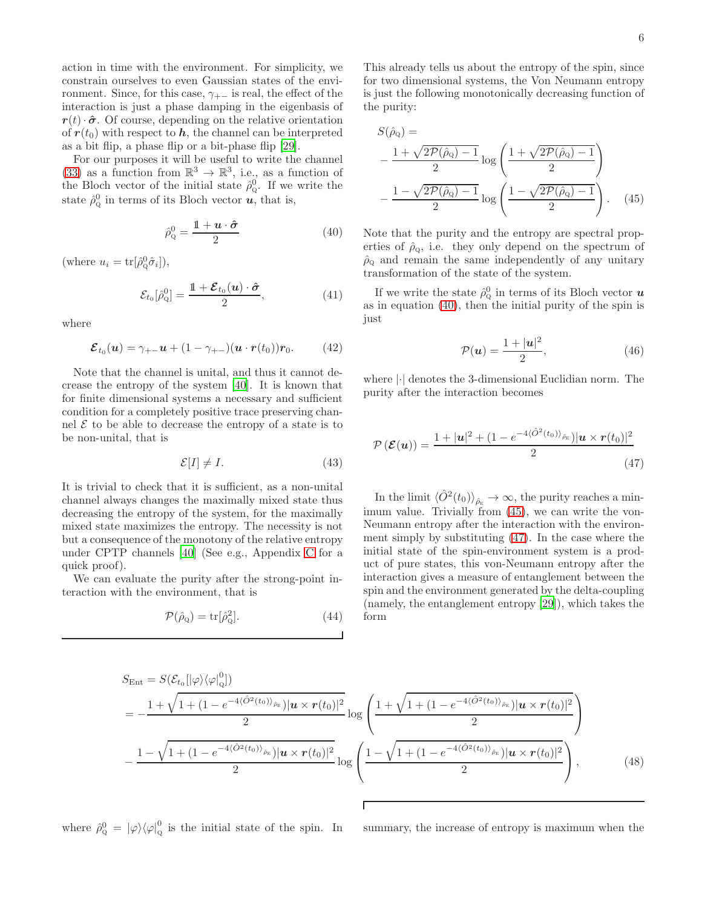action in time with the environment. For simplicity, we constrain ourselves to even Gaussian states of the environment. Since, for this case, $\gamma_{+-}$ is real, the effect of the interaction is just a phase damping in the eigenbasis of $\boldsymbol{r}(t) \cdot \hat{\boldsymbol{\sigma}}$. Of course, depending on the relative orientation of $\boldsymbol{r}(t_0)$ with respect to $\boldsymbol{h}$, the channel can be interpreted as a bit flip, a phase flip or a bit-phase flip [29].

For our purposes it will be useful to write the channel (33) as a function from $\mathbb{R}^3 \to \mathbb{R}^3$, i.e., as a function of the Bloch vector of the initial state $\hat{\rho}^0_{\text{Q}}$. If we write the state $\hat{\rho}^0_{\text{Q}}$ in terms of its Bloch vector $\boldsymbol{u}$, that is,

$$\hat{\rho}^0_{\text{Q}} = \frac{\mathbb{1} + \boldsymbol{u} \cdot \hat{\boldsymbol{\sigma}}}{2} \tag{40}$$

(where $u_i = \text{tr}[\hat{\rho}^0_{\text{Q}} \hat{\sigma}_i]$),

$$\mathcal{E}_{t_0}[\hat{\rho}^0_{\text{Q}}] = \frac{\mathbb{1} + \boldsymbol{\mathcal{E}}_{t_0}(\boldsymbol{u}) \cdot \hat{\boldsymbol{\sigma}}}{2}, \tag{41}$$

where

$$\boldsymbol{\mathcal{E}}_{t_0}(\boldsymbol{u}) = \gamma_{+-}\boldsymbol{u} + (1 - \gamma_{+-})(\boldsymbol{u} \cdot \boldsymbol{r}(t_0))\boldsymbol{r}_0. \tag{42}$$

Note that the channel is unital, and thus it cannot decrease the entropy of the system [40]. It is known that for finite dimensional systems a necessary and sufficient condition for a completely positive trace preserving channel $\mathcal{E}$ to be able to decrease the entropy of a state is to be non-unital, that is

$$\mathcal{E}[I] \neq I. \tag{43}$$

It is trivial to check that it is sufficient, as a non-unital channel always changes the maximally mixed state thus decreasing the entropy of the system, for the maximally mixed state maximizes the entropy. The necessity is not but a consequence of the monotony of the relative entropy under CPTP channels [40] (See e.g., Appendix C for a quick proof).

We can evaluate the purity after the strong-point interaction with the environment, that is

$$\mathcal{P}(\hat{\rho}_{\text{Q}}) = \text{tr}[\hat{\rho}^2_{\text{Q}}]. \tag{44}$$

This already tells us about the entropy of the spin, since for two dimensional systems, the Von Neumann entropy is just the following monotonically decreasing function of the purity:

$$\begin{aligned} S(\hat{\rho}_{\text{Q}}) = & \\ & - \frac{1 + \sqrt{2\mathcal{P}(\hat{\rho}_{\text{Q}}) - 1}}{2} \log\left(\frac{1 + \sqrt{2\mathcal{P}(\hat{\rho}_{\text{Q}}) - 1}}{2}\right) \\ & - \frac{1 - \sqrt{2\mathcal{P}(\hat{\rho}_{\text{Q}}) - 1}}{2} \log\left(\frac{1 - \sqrt{2\mathcal{P}(\hat{\rho}_{\text{Q}}) - 1}}{2}\right). \end{aligned} \tag{45}$$

Note that the purity and the entropy are spectral properties of $\hat{\rho}_{\text{Q}}$, i.e. they only depend on the spectrum of $\hat{\rho}_{\text{Q}}$ and remain the same independently of any unitary transformation of the state of the system.

If we write the state $\hat{\rho}^0_{\text{Q}}$ in terms of its Bloch vector $\boldsymbol{u}$ as in equation (40), then the initial purity of the spin is just

$$\mathcal{P}(\boldsymbol{u}) = \frac{1 + |\boldsymbol{u}|^2}{2}, \tag{46}$$

where $|\cdot|$ denotes the 3-dimensional Euclidian norm. The purity after the interaction becomes

$$\mathcal{P}\left(\boldsymbol{\mathcal{E}}(\boldsymbol{u})\right) = \frac{1 + |\boldsymbol{u}|^2 + (1 - e^{-4\langle \hat{O}^2(t_0)\rangle_{\hat{\rho}_{\text{E}}}})|\boldsymbol{u} \times \boldsymbol{r}(t_0)|^2}{2} \tag{47}$$

In the limit $\langle \hat{O}^2(t_0)\rangle_{\hat{\rho}_{\text{E}}} \to \infty$, the purity reaches a minimum value. Trivially from (45), we can write the von-Neumann entropy after the interaction with the environment simply by substituting (47). In the case where the initial state of the spin-environment system is a product of pure states, this von-Neumann entropy after the interaction gives a measure of entanglement between the spin and the environment generated by the delta-coupling (namely, the entanglement entropy [29]), which takes the form

$$\begin{aligned} S_{\text{Ent}} &= S(\mathcal{E}_{t_0}[|\varphi\rangle\langle\varphi|^0_{\text{Q}}]) \\ &= -\frac{1 + \sqrt{1 + (1 - e^{-4\langle \hat{O}^2(t_0)\rangle_{\hat{\rho}_{\text{E}}}})|\boldsymbol{u} \times \boldsymbol{r}(t_0)|^2}}{2} \log\left(\frac{1 + \sqrt{1 + (1 - e^{-4\langle \hat{O}^2(t_0)\rangle_{\hat{\rho}_{\text{E}}}})|\boldsymbol{u} \times \boldsymbol{r}(t_0)|^2}}{2}\right) \\ &\quad - \frac{1 - \sqrt{1 + (1 - e^{-4\langle \hat{O}^2(t_0)\rangle_{\hat{\rho}_{\text{E}}}})|\boldsymbol{u} \times \boldsymbol{r}(t_0)|^2}}{2} \log\left(\frac{1 - \sqrt{1 + (1 - e^{-4\langle \hat{O}^2(t_0)\rangle_{\hat{\rho}_{\text{E}}}})|\boldsymbol{u} \times \boldsymbol{r}(t_0)|^2}}{2}\right), \end{aligned} \tag{48}$$

where $\hat{\rho}^0_{\text{Q}} = |\varphi\rangle\langle\varphi|^0_{\text{Q}}$ is the initial state of the spin. In summary, the increase of entropy is maximum when the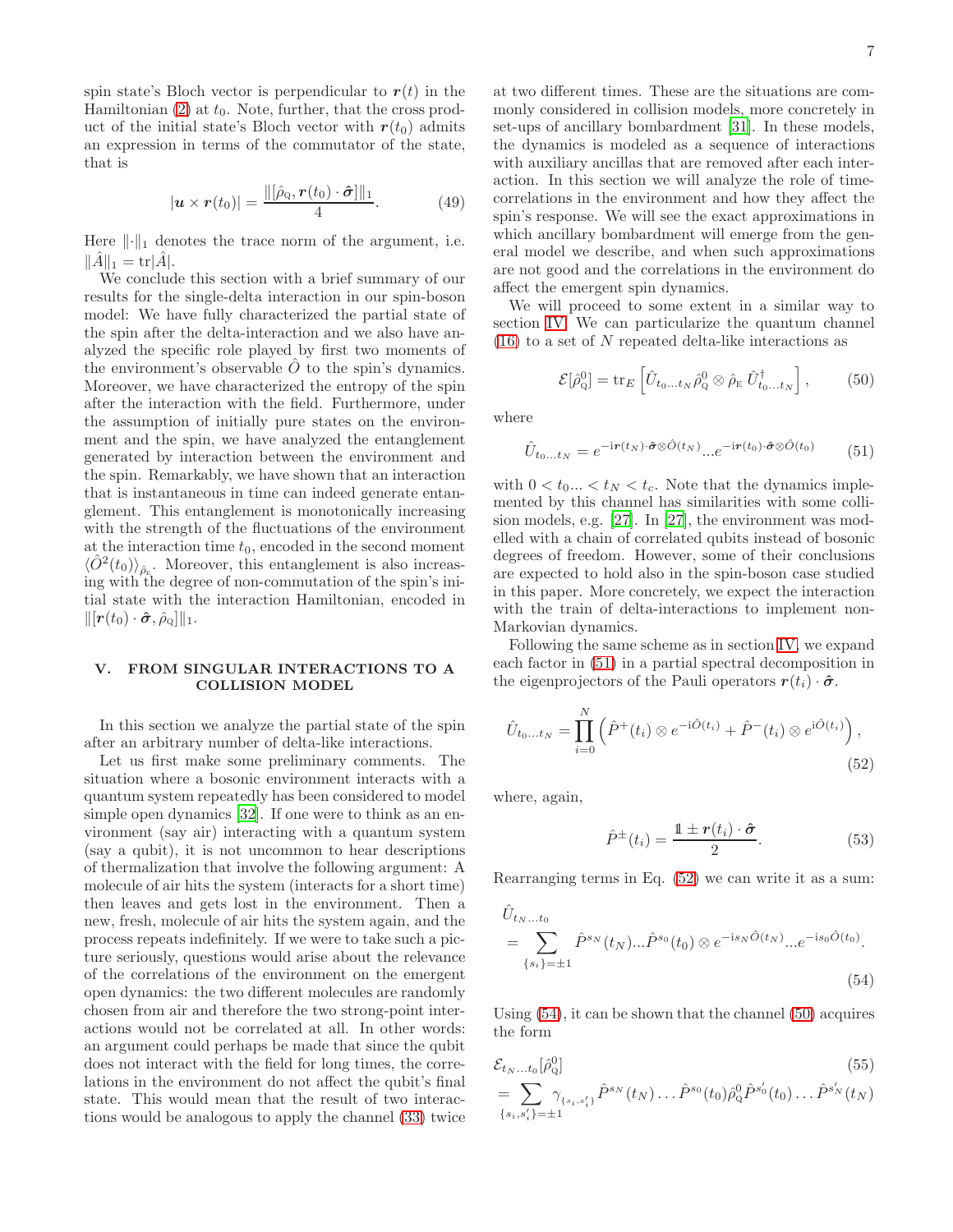spin state's Bloch vector is perpendicular to $\boldsymbol{r}(t)$ in the Hamiltonian (2) at $t_0$. Note, further, that the cross product of the initial state's Bloch vector with $\boldsymbol{r}(t_0)$ admits an expression in terms of the commutator of the state, that is

$$|\boldsymbol{u} \times \boldsymbol{r}(t_0)| = \frac{\|[\hat{\rho}_{\text{Q}}, \boldsymbol{r}(t_0) \cdot \hat{\boldsymbol{\sigma}}]\|_1}{4}. \tag{49}$$

Here $\|\cdot\|_1$ denotes the trace norm of the argument, i.e. $\|\hat{A}\|_1 = \text{tr}|\hat{A}|$.

We conclude this section with a brief summary of our results for the single-delta interaction in our spin-boson model: We have fully characterized the partial state of the spin after the delta-interaction and we also have analyzed the specific role played by first two moments of the environment's observable $\hat{O}$ to the spin's dynamics. Moreover, we have characterized the entropy of the spin after the interaction with the field. Furthermore, under the assumption of initially pure states on the environment and the spin, we have analyzed the entanglement generated by interaction between the environment and the spin. Remarkably, we have shown that an interaction that is instantaneous in time can indeed generate entanglement. This entanglement is monotonically increasing with the strength of the fluctuations of the environment at the interaction time $t_0$, encoded in the second moment $\langle \hat{O}^2(t_0) \rangle_{\hat{\rho}_{\text{E}}}$. Moreover, this entanglement is also increasing with the degree of non-commutation of the spin's initial state with the interaction Hamiltonian, encoded in $\|[\boldsymbol{r}(t_0) \cdot \hat{\boldsymbol{\sigma}}, \hat{\rho}_{\text{Q}}]\|_1$.

## V. FROM SINGULAR INTERACTIONS TO A COLLISION MODEL

In this section we analyze the partial state of the spin after an arbitrary number of delta-like interactions.

Let us first make some preliminary comments. The situation where a bosonic environment interacts with a quantum system repeatedly has been considered to model simple open dynamics [32]. If one were to think as an environment (say air) interacting with a quantum system (say a qubit), it is not uncommon to hear descriptions of thermalization that involve the following argument: A molecule of air hits the system (interacts for a short time) then leaves and gets lost in the environment. Then a new, fresh, molecule of air hits the system again, and the process repeats indefinitely. If we were to take such a picture seriously, questions would arise about the relevance of the correlations of the environment on the emergent open dynamics: the two different molecules are randomly chosen from air and therefore the two strong-point interactions would not be correlated at all. In other words: an argument could perhaps be made that since the qubit does not interact with the field for long times, the correlations in the environment do not affect the qubit's final state. This would mean that the result of two interactions would be analogous to apply the channel (33) twice at two different times. These are the situations are commonly considered in collision models, more concretely in set-ups of ancillary bombardment [31]. In these models, the dynamics is modeled as a sequence of interactions with auxiliary ancillas that are removed after each interaction. In this section we will analyze the role of time-correlations in the environment and how they affect the spin's response. We will see the exact approximations in which ancillary bombardment will emerge from the general model we describe, and when such approximations are not good and the correlations in the environment do affect the emergent spin dynamics.

We will proceed to some extent in a similar way to section IV. We can particularize the quantum channel (16) to a set of $N$ repeated delta-like interactions as

$$\mathcal{E}[\hat{\rho}^0_{\text{Q}}] = \text{tr}_E \left[ \hat{U}_{t_0 \dots t_N} \hat{\rho}^0_{\text{Q}} \otimes \hat{\rho}_{\text{E}} \, \hat{U}^\dagger_{t_0 \dots t_N} \right], \tag{50}$$

where

$$\hat{U}_{t_0 \dots t_N} = e^{-\text{i}\boldsymbol{r}(t_N) \cdot \hat{\boldsymbol{\sigma}} \otimes \hat{O}(t_N)} \dots e^{-\text{i}\boldsymbol{r}(t_0) \cdot \hat{\boldsymbol{\sigma}} \otimes \hat{O}(t_0)} \tag{51}$$

with $0 < t_0 \dots < t_N < t_c$. Note that the dynamics implemented by this channel has similarities with some collision models, e.g. [27]. In [27], the environment was modelled with a chain of correlated qubits instead of bosonic degrees of freedom. However, some of their conclusions are expected to hold also in the spin-boson case studied in this paper. More concretely, we expect the interaction with the train of delta-interactions to implement non-Markovian dynamics.

Following the same scheme as in section IV, we expand each factor in (51) in a partial spectral decomposition in the eigenprojectors of the Pauli operators $\boldsymbol{r}(t_i) \cdot \hat{\boldsymbol{\sigma}}$.

$$\hat{U}_{t_0 \dots t_N} = \prod_{i=0}^{N} \left( \hat{P}^+(t_i) \otimes e^{-\text{i}\hat{O}(t_i)} + \hat{P}^-(t_i) \otimes e^{\text{i}\hat{O}(t_i)} \right), \tag{52}$$

where, again,

$$\hat{P}^\pm(t_i) = \frac{\mathbb{1} \pm \boldsymbol{r}(t_i) \cdot \hat{\boldsymbol{\sigma}}}{2}. \tag{53}$$

Rearranging terms in Eq. (52) we can write it as a sum:

$$\hat{U}_{t_N \dots t_0} = \sum_{\{s_i\} = \pm 1} \hat{P}^{s_N}(t_N) \dots \hat{P}^{s_0}(t_0) \otimes e^{-\text{i}s_N \hat{O}(t_N)} \dots e^{-\text{i}s_0 \hat{O}(t_0)}. \tag{54}$$

Using (54), it can be shown that the channel (50) acquires the form

$$\begin{aligned} &\mathcal{E}_{t_N \dots t_0}[\hat{\rho}^0_{\text{Q}}] \qquad\qquad (55) \\ &= \sum_{\{s_i, s'_i\} = \pm 1} \gamma_{\{s_i, s'_i\}} \hat{P}^{s_N}(t_N) \dots \hat{P}^{s_0}(t_0) \hat{\rho}^0_{\text{Q}} \hat{P}^{s'_0}(t_0) \dots \hat{P}^{s'_N}(t_N) \end{aligned}$$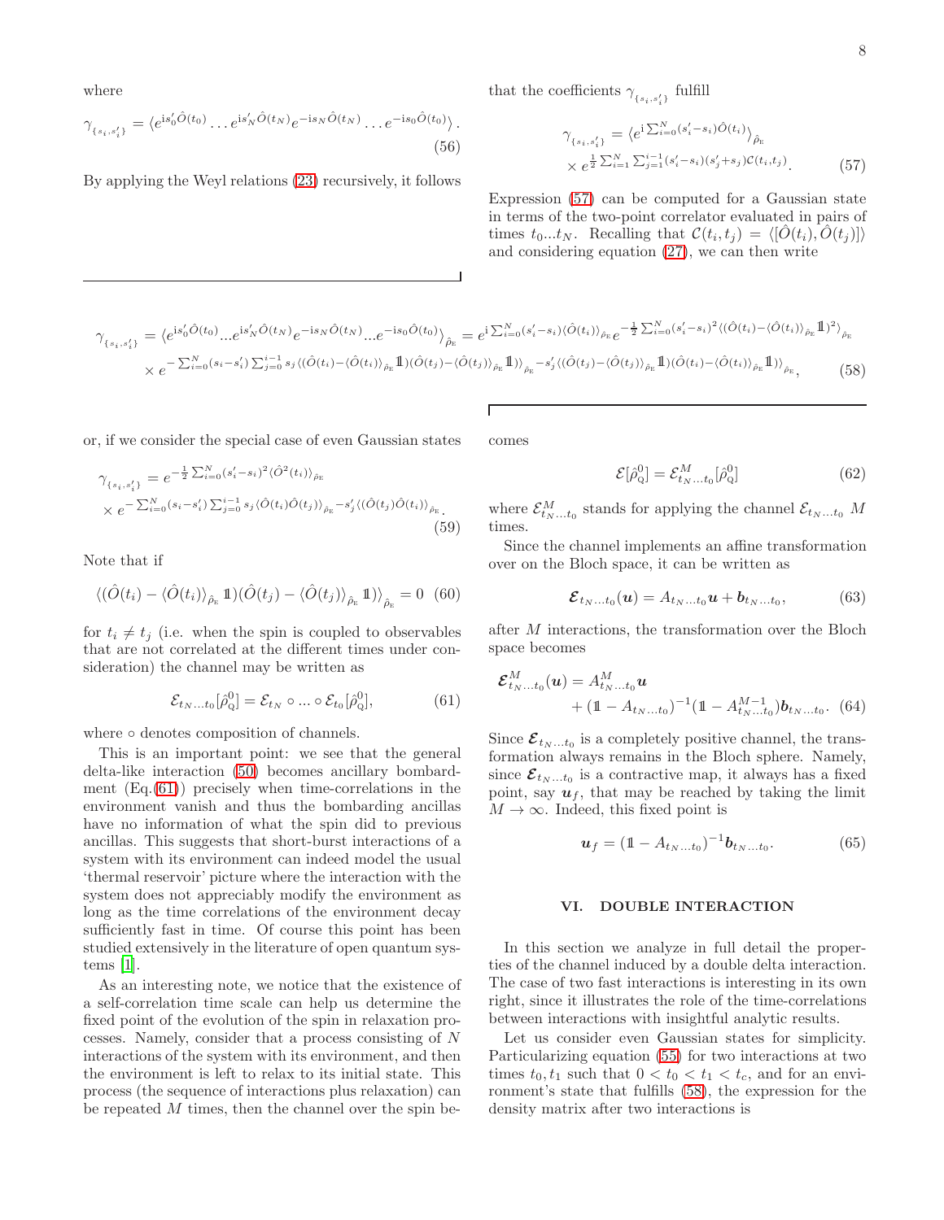where

$$\gamma_{\{s_i,s_i'\}} = \langle e^{\mathrm{i}s_0'\hat{O}(t_0)} \dots e^{\mathrm{i}s_N'\hat{O}(t_N)} e^{-\mathrm{i}s_N\hat{O}(t_N)} \dots e^{-\mathrm{i}s_0\hat{O}(t_0)} \rangle . \tag{56}$$

By applying the Weyl relations (23) recursively, it follows that the coefficients $\gamma_{\{s_i,s_i'\}}$ fulfill

$$\gamma_{\{s_i,s_i'\}} = \langle e^{\mathrm{i}\sum_{i=0}^{N}(s_i'-s_i)\hat{O}(t_i)} \rangle_{\hat{\rho}_{\mathrm{E}}} \times e^{\frac{1}{2}\sum_{i=1}^{N}\sum_{j=1}^{i-1}(s_i'-s_i)(s_j'+s_j)\mathcal{C}(t_i,t_j)}. \tag{57}$$

Expression (57) can be computed for a Gaussian state in terms of the two-point correlator evaluated in pairs of times $t_0 ... t_N$. Recalling that $\mathcal{C}(t_i,t_j) = \langle [\hat{O}(t_i), \hat{O}(t_j)] \rangle$ and considering equation (27), we can then write

$$\begin{aligned}\gamma_{\{s_i,s_i'\}} &= \langle e^{\mathrm{i}s_0'\hat{O}(t_0)} ... e^{\mathrm{i}s_N'\hat{O}(t_N)} e^{-\mathrm{i}s_N\hat{O}(t_N)} ... e^{-\mathrm{i}s_0\hat{O}(t_0)} \rangle_{\hat{\rho}_{\mathrm{E}}} = e^{\mathrm{i}\sum_{i=0}^{N}(s_i'-s_i)\langle\hat{O}(t_i)\rangle_{\hat{\rho}_{\mathrm{E}}}} e^{-\frac{1}{2}\sum_{i=0}^{N}(s_i'-s_i)^2 \langle(\hat{O}(t_i)-\langle\hat{O}(t_i)\rangle_{\hat{\rho}_{\mathrm{E}}}\mathbb{1})^2\rangle_{\hat{\rho}_{\mathrm{E}}}} \\ &\times e^{-\sum_{i=0}^{N}(s_i-s_i')\sum_{j=0}^{i-1}s_j\langle(\hat{O}(t_i)-\langle\hat{O}(t_i)\rangle_{\hat{\rho}_{\mathrm{E}}}\mathbb{1})(\hat{O}(t_j)-\langle\hat{O}(t_j)\rangle_{\hat{\rho}_{\mathrm{E}}}\mathbb{1})\rangle_{\hat{\rho}_{\mathrm{E}}} - s_j'\langle(\hat{O}(t_j)-\langle\hat{O}(t_j)\rangle_{\hat{\rho}_{\mathrm{E}}}\mathbb{1})(\hat{O}(t_i)-\langle\hat{O}(t_i)\rangle_{\hat{\rho}_{\mathrm{E}}}\mathbb{1})\rangle_{\hat{\rho}_{\mathrm{E}}}},\end{aligned} \tag{58}$$

or, if we consider the special case of even Gaussian states

$$\gamma_{\{s_i,s_i'\}} = e^{-\frac{1}{2}\sum_{i=0}^{N}(s_i'-s_i)^2\langle\hat{O}^2(t_i)\rangle_{\hat{\rho}_{\mathrm{E}}}} \times e^{-\sum_{i=0}^{N}(s_i-s_i')\sum_{j=0}^{i-1}s_j\langle\hat{O}(t_i)\hat{O}(t_j)\rangle_{\hat{\rho}_{\mathrm{E}}} - s_j'\langle(\hat{O}(t_j)\hat{O}(t_i)\rangle_{\hat{\rho}_{\mathrm{E}}}}. \tag{59}$$

Note that if

$$\langle(\hat{O}(t_i) - \langle\hat{O}(t_i)\rangle_{\hat{\rho}_{\mathrm{E}}}\mathbb{1})(\hat{O}(t_j) - \langle\hat{O}(t_j)\rangle_{\hat{\rho}_{\mathrm{E}}}\mathbb{1})\rangle_{\hat{\rho}_{\mathrm{E}}} = 0 \tag{60}$$

for $t_i \neq t_j$ (i.e. when the spin is coupled to observables that are not correlated at the different times under consideration) the channel may be written as

$$\mathcal{E}_{t_N...t_0}[\hat{\rho}_{\mathrm{Q}}^0] = \mathcal{E}_{t_N} \circ ... \circ \mathcal{E}_{t_0}[\hat{\rho}_{\mathrm{Q}}^0], \tag{61}$$

where $\circ$ denotes composition of channels.

This is an important point: we see that the general delta-like interaction (50) becomes ancillary bombardment (Eq.(61)) precisely when time-correlations in the environment vanish and thus the bombarding ancillas have no information of what the spin did to previous ancillas. This suggests that short-burst interactions of a system with its environment can indeed model the usual 'thermal reservoir' picture where the interaction with the system does not appreciably modify the environment as long as the time correlations of the environment decay sufficiently fast in time. Of course this point has been studied extensively in the literature of open quantum systems [1].

As an interesting note, we notice that the existence of a self-correlation time scale can help us determine the fixed point of the evolution of the spin in relaxation processes. Namely, consider that a process consisting of $N$ interactions of the system with its environment, and then the environment is left to relax to its initial state. This process (the sequence of interactions plus relaxation) can be repeated $M$ times, then the channel over the spin becomes

$$\mathcal{E}[\hat{\rho}_{\mathrm{Q}}^0] = \mathcal{E}_{t_N...t_0}^M[\hat{\rho}_{\mathrm{Q}}^0] \tag{62}$$

where $\mathcal{E}_{t_N...t_0}^M$ stands for applying the channel $\mathcal{E}_{t_N...t_0}$ $M$ times.

Since the channel implements an affine transformation over on the Bloch space, it can be written as

$$\boldsymbol{\mathcal{E}}_{t_N...t_0}(\boldsymbol{u}) = A_{t_N...t_0}\boldsymbol{u} + \boldsymbol{b}_{t_N...t_0}, \tag{63}$$

after $M$ interactions, the transformation over the Bloch space becomes

$$\begin{aligned}\boldsymbol{\mathcal{E}}_{t_N...t_0}^M(\boldsymbol{u}) &= A_{t_N...t_0}^M\boldsymbol{u} \\ &+ (\mathbb{1} - A_{t_N...t_0})^{-1}(\mathbb{1} - A_{t_N...t_0}^{M-1})\boldsymbol{b}_{t_N...t_0}.\end{aligned} \tag{64}$$

Since $\boldsymbol{\mathcal{E}}_{t_N...t_0}$ is a completely positive channel, the transformation always remains in the Bloch sphere. Namely, since $\boldsymbol{\mathcal{E}}_{t_N...t_0}$ is a contractive map, it always has a fixed point, say $\boldsymbol{u}_f$, that may be reached by taking the limit $M \to \infty$. Indeed, this fixed point is

$$\boldsymbol{u}_f = (\mathbb{1} - A_{t_N...t_0})^{-1}\boldsymbol{b}_{t_N...t_0}. \tag{65}$$

## VI. DOUBLE INTERACTION

In this section we analyze in full detail the properties of the channel induced by a double delta interaction. The case of two fast interactions is interesting in its own right, since it illustrates the role of the time-correlations between interactions with insightful analytic results.

Let us consider even Gaussian states for simplicity. Particularizing equation (55) for two interactions at two times $t_0, t_1$ such that $0 < t_0 < t_1 < t_c$, and for an environment's state that fulfills (58), the expression for the density matrix after two interactions is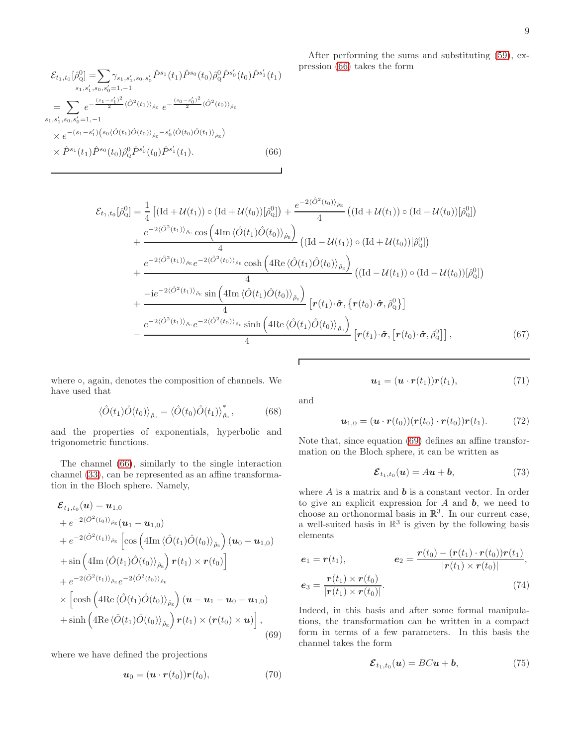$$
\begin{aligned}
\mathcal{E}_{t_1,t_0}[\hat{\rho}^0_{\rm Q}] =& \sum_{s_1,s_1',s_0,s_0'=1,-1} \gamma_{s_1,s_1',s_0,s_0'} \hat{P}^{s_1}(t_1)\hat{P}^{s_0}(t_0)\hat{\rho}^0_{\rm Q}\hat{P}^{s_0'}(t_0)\hat{P}^{s_1'}(t_1) \\
=& \sum_{s_1,s_1',s_0,s_0'=1,-1} e^{-\frac{(s_1-s_1')^2}{2}\langle \hat{O}^2(t_1)\rangle_{\hat{\rho}_{\rm E}}} e^{-\frac{(s_0-s_0')^2}{2}\langle \hat{O}^2(t_0)\rangle_{\hat{\rho}_{\rm E}}} \\
&\times e^{-(s_1-s_1')\left(s_0\langle \hat{O}(t_1)\hat{O}(t_0)\rangle_{\hat{\rho}_{\rm E}} - s_0'\langle \hat{O}(t_0)\hat{O}(t_1)\rangle_{\hat{\rho}_{\rm E}}\right)} \\
&\times \hat{P}^{s_1}(t_1)\hat{P}^{s_0}(t_0)\hat{\rho}^0_{\rm Q}\hat{P}^{s_0'}(t_0)\hat{P}^{s_1'}(t_1).
\end{aligned}
\tag{66}
$$

After performing the sums and substituting (59), expression (66) takes the form

$$
\begin{aligned}
\mathcal{E}_{t_1,t_0}[\hat{\rho}^0_{\rm Q}] =& \frac{1}{4}\left[(\mathrm{Id}+\mathcal{U}(t_1))\circ(\mathrm{Id}+\mathcal{U}(t_0))[\hat{\rho}^0_{\rm Q}]\right) + \frac{e^{-2\langle \hat{O}^2(t_0)\rangle_{\hat{\rho}_{\rm E}}}}{4}\left((\mathrm{Id}+\mathcal{U}(t_1))\circ(\mathrm{Id}-\mathcal{U}(t_0))[\hat{\rho}^0_{\rm Q}]\right) \\
&+ \frac{e^{-2\langle \hat{O}^2(t_1)\rangle_{\hat{\rho}_{\rm E}}}\cos\left(4\mathrm{Im}\,\langle \hat{O}(t_1)\hat{O}(t_0)\rangle_{\hat{\rho}_{\rm E}}\right)}{4}\left((\mathrm{Id}-\mathcal{U}(t_1))\circ(\mathrm{Id}+\mathcal{U}(t_0))[\hat{\rho}^0_{\rm Q}]\right) \\
&+ \frac{e^{-2\langle \hat{O}^2(t_1)\rangle_{\hat{\rho}_{\rm E}}}e^{-2\langle \hat{O}^2(t_0)\rangle_{\hat{\rho}_{\rm E}}}\cosh\left(4\mathrm{Re}\,\langle \hat{O}(t_1)\hat{O}(t_0)\rangle_{\hat{\rho}_{\rm E}}\right)}{4}\left((\mathrm{Id}-\mathcal{U}(t_1))\circ(\mathrm{Id}-\mathcal{U}(t_0))[\hat{\rho}^0_{\rm Q}]\right) \\
&+ \frac{-\mathrm{i}e^{-2\langle \hat{O}^2(t_1)\rangle_{\hat{\rho}_{\rm E}}}\sin\left(4\mathrm{Im}\,\langle \hat{O}(t_1)\hat{O}(t_0)\rangle_{\hat{\rho}_{\rm E}}\right)}{4}\left[\boldsymbol{r}(t_1)\cdot\hat{\boldsymbol{\sigma}},\left\{\boldsymbol{r}(t_0)\cdot\hat{\boldsymbol{\sigma}},\hat{\rho}^0_{\rm Q}\right\}\right] \\
&- \frac{e^{-2\langle \hat{O}^2(t_1)\rangle_{\hat{\rho}_{\rm E}}}e^{-2\langle \hat{O}^2(t_0)\rangle_{\hat{\rho}_{\rm E}}}\sinh\left(4\mathrm{Re}\,\langle \hat{O}(t_1)\hat{O}(t_0)\rangle_{\hat{\rho}_{\rm E}}\right)}{4}\left[\boldsymbol{r}(t_1)\cdot\hat{\boldsymbol{\sigma}},\left[\boldsymbol{r}(t_0)\cdot\hat{\boldsymbol{\sigma}},\hat{\rho}^0_{\rm Q}\right]\right],
\end{aligned}
\tag{67}
$$

where $\circ$, again, denotes the composition of channels. We have used that

$$
\langle \hat{O}(t_1)\hat{O}(t_0)\rangle_{\hat{\rho}_{\rm E}} = \langle \hat{O}(t_0)\hat{O}(t_1)\rangle^*_{\hat{\rho}_{\rm E}}, \tag{68}
$$

and the properties of exponentials, hyperbolic and trigonometric functions.

The channel (66), similarly to the single interaction channel (33), can be represented as an affine transformation in the Bloch sphere. Namely,

$$
\begin{aligned}
&\boldsymbol{\mathcal{E}}_{t_1,t_0}(\boldsymbol{u}) = \boldsymbol{u}_{1,0} \\
&+ e^{-2\langle \hat{O}^2(t_0)\rangle_{\hat{\rho}_{\rm E}}}(\boldsymbol{u}_1-\boldsymbol{u}_{1,0}) \\
&+ e^{-2\langle \hat{O}^2(t_1)\rangle_{\hat{\rho}_{\rm E}}}\Big[\cos\left(4\mathrm{Im}\,\langle \hat{O}(t_1)\hat{O}(t_0)\rangle_{\hat{\rho}_{\rm E}}\right)(\boldsymbol{u}_0-\boldsymbol{u}_{1,0}) \\
&+ \sin\left(4\mathrm{Im}\,\langle \hat{O}(t_1)\hat{O}(t_0)\rangle_{\hat{\rho}_{\rm E}}\right)\boldsymbol{r}(t_1)\times\boldsymbol{r}(t_0)\Big] \\
&+ e^{-2\langle \hat{O}^2(t_1)\rangle_{\hat{\rho}_{\rm E}}}e^{-2\langle \hat{O}^2(t_0)\rangle_{\hat{\rho}_{\rm E}}} \\
&\times\Big[\cosh\left(4\mathrm{Re}\,\langle \hat{O}(t_1)\hat{O}(t_0)\rangle_{\hat{\rho}_{\rm E}}\right)(\boldsymbol{u}-\boldsymbol{u}_1-\boldsymbol{u}_0+\boldsymbol{u}_{1,0}) \\
&+ \sinh\left(4\mathrm{Re}\,\langle \hat{O}(t_1)\hat{O}(t_0)\rangle_{\hat{\rho}_{\rm E}}\right)\boldsymbol{r}(t_1)\times(\boldsymbol{r}(t_0)\times\boldsymbol{u})\Big],
\end{aligned}
\tag{69}
$$

where we have defined the projections

$$
\boldsymbol{u}_0 = (\boldsymbol{u}\cdot\boldsymbol{r}(t_0))\boldsymbol{r}(t_0), \tag{70}
$$

$$
\boldsymbol{u}_1 = (\boldsymbol{u}\cdot\boldsymbol{r}(t_1))\boldsymbol{r}(t_1), \tag{71}
$$

and

$$
\boldsymbol{u}_{1,0} = (\boldsymbol{u}\cdot\boldsymbol{r}(t_0))(\boldsymbol{r}(t_0)\cdot\boldsymbol{r}(t_0))\boldsymbol{r}(t_1). \tag{72}
$$

Note that, since equation (69) defines an affine transformation on the Bloch sphere, it can be written as

$$
\boldsymbol{\mathcal{E}}_{t_1,t_0}(\boldsymbol{u}) = A\boldsymbol{u}+\boldsymbol{b}, \tag{73}
$$

where $A$ is a matrix and $\boldsymbol{b}$ is a constant vector. In order to give an explicit expression for $A$ and $\boldsymbol{b}$, we need to choose an orthonormal basis in $\mathbb{R}^3$. In our current case, a well-suited basis in $\mathbb{R}^3$ is given by the following basis elements

$$
\begin{aligned}
\boldsymbol{e}_1 &= \boldsymbol{r}(t_1), \qquad \boldsymbol{e}_2 = \frac{\boldsymbol{r}(t_0)-(\boldsymbol{r}(t_1)\cdot\boldsymbol{r}(t_0))\boldsymbol{r}(t_1)}{|\boldsymbol{r}(t_1)\times\boldsymbol{r}(t_0)|}, \\
\boldsymbol{e}_3 &= \frac{\boldsymbol{r}(t_1)\times\boldsymbol{r}(t_0)}{|\boldsymbol{r}(t_1)\times\boldsymbol{r}(t_0)|}.
\end{aligned}
\tag{74}
$$

Indeed, in this basis and after some formal manipulations, the transformation can be written in a compact form in terms of a few parameters. In this basis the channel takes the form

$$
\boldsymbol{\mathcal{E}}_{t_1,t_0}(\boldsymbol{u}) = BC\boldsymbol{u}+\boldsymbol{b}, \tag{75}
$$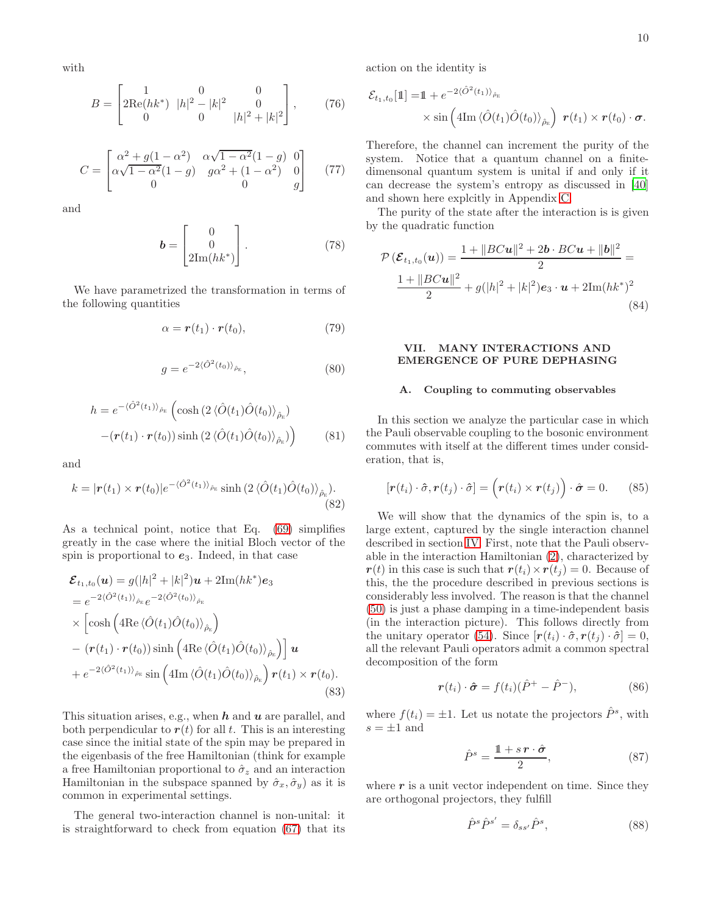with

$$B = \begin{bmatrix} 1 & 0 & 0 \\ 2\mathrm{Re}(hk^*) & |h|^2 - |k|^2 & 0 \\ 0 & 0 & |h|^2 + |k|^2 \end{bmatrix}, \tag{76}$$

$$C = \begin{bmatrix} \alpha^2 + g(1-\alpha^2) & \alpha\sqrt{1-\alpha^2}(1-g) & 0 \\ \alpha\sqrt{1-\alpha^2}(1-g) & g\alpha^2 + (1-\alpha^2) & 0 \\ 0 & 0 & g \end{bmatrix} \tag{77}$$

and

$$\boldsymbol{b} = \begin{bmatrix} 0 \\ 0 \\ 2\mathrm{Im}(hk^*) \end{bmatrix}. \tag{78}$$

We have parametrized the transformation in terms of the following quantities

$$\alpha = \boldsymbol{r}(t_1) \cdot \boldsymbol{r}(t_0), \tag{79}$$

$$g = e^{-2\langle \hat{O}^2(t_0)\rangle_{\hat{\rho}_{\mathrm{E}}}}, \tag{80}$$

$$h = e^{-\langle \hat{O}^2(t_1)\rangle_{\hat{\rho}_{\mathrm{E}}}} \Big( \cosh\left(2\,\langle \hat{O}(t_1)\hat{O}(t_0)\rangle_{\hat{\rho}_{\mathrm{E}}}\right) - (\boldsymbol{r}(t_1)\cdot\boldsymbol{r}(t_0)) \sinh\left(2\,\langle \hat{O}(t_1)\hat{O}(t_0)\rangle_{\hat{\rho}_{\mathrm{E}}}\right) \Big) \tag{81}$$

and

$$k = |\boldsymbol{r}(t_1)\times\boldsymbol{r}(t_0)| e^{-\langle \hat{O}^2(t_1)\rangle_{\hat{\rho}_{\mathrm{E}}}} \sinh\left(2\,\langle \hat{O}(t_1)\hat{O}(t_0)\rangle_{\hat{\rho}_{\mathrm{E}}}\right). \tag{82}$$

As a technical point, notice that Eq. (69) simplifies greatly in the case where the initial Bloch vector of the spin is proportional to $\boldsymbol{e}_3$. Indeed, in that case

$$\begin{aligned}
\boldsymbol{\mathcal{E}}_{t_1,t_0}(\boldsymbol{u}) &= g(|h|^2 + |k|^2)\boldsymbol{u} + 2\mathrm{Im}(hk^*)\boldsymbol{e}_3 \\
&= e^{-2\langle \hat{O}^2(t_1)\rangle_{\hat{\rho}_{\mathrm{E}}}} e^{-2\langle \hat{O}^2(t_0)\rangle_{\hat{\rho}_{\mathrm{E}}}} \\
&\times \Big[\cosh\left(4\mathrm{Re}\,\langle \hat{O}(t_1)\hat{O}(t_0)\rangle_{\hat{\rho}_{\mathrm{E}}}\right) \\
&- (\boldsymbol{r}(t_1)\cdot\boldsymbol{r}(t_0)) \sinh\left(4\mathrm{Re}\,\langle \hat{O}(t_1)\hat{O}(t_0)\rangle_{\hat{\rho}_{\mathrm{E}}}\right)\Big]\,\boldsymbol{u} \\
&+ e^{-2\langle \hat{O}^2(t_1)\rangle_{\hat{\rho}_{\mathrm{E}}}} \sin\left(4\mathrm{Im}\,\langle \hat{O}(t_1)\hat{O}(t_0)\rangle_{\hat{\rho}_{\mathrm{E}}}\right) \boldsymbol{r}(t_1)\times\boldsymbol{r}(t_0).
\end{aligned} \tag{83}$$

This situation arises, e.g., when $\boldsymbol{h}$ and $\boldsymbol{u}$ are parallel, and both perpendicular to $\boldsymbol{r}(t)$ for all $t$. This is an interesting case since the initial state of the spin may be prepared in the eigenbasis of the free Hamiltonian (think for example a free Hamiltonian proportional to $\hat{\sigma}_z$ and an interaction Hamiltonian in the subspace spanned by $\hat{\sigma}_x, \hat{\sigma}_y$) as it is common in experimental settings.

The general two-interaction channel is non-unital: it is straightforward to check from equation (67) that its action on the identity is

$$\mathcal{E}_{t_1,t_0}[\mathbb{1}] = \mathbb{1} + e^{-2\langle \hat{O}^2(t_1)\rangle_{\hat{\rho}_{\mathrm{E}}}} \times \sin\left(4\mathrm{Im}\,\langle \hat{O}(t_1)\hat{O}(t_0)\rangle_{\hat{\rho}_{\mathrm{E}}}\right)\ \boldsymbol{r}(t_1)\times\boldsymbol{r}(t_0)\cdot\boldsymbol{\sigma}.$$

Therefore, the channel can increment the purity of the system. Notice that a quantum channel on a finite-dimensonal quantum system is unital if and only if it can decrease the system's entropy as discussed in [40] and shown here explcitly in Appendix C.

The purity of the state after the interaction is is given by the quadratic function

$$\begin{aligned}
\mathcal{P}\left(\boldsymbol{\mathcal{E}}_{t_1,t_0}(\boldsymbol{u})\right) &= \frac{1 + \|BC\boldsymbol{u}\|^2 + 2\boldsymbol{b}\cdot BC\boldsymbol{u} + \|\boldsymbol{b}\|^2}{2} = \\
&\frac{1 + \|BC\boldsymbol{u}\|^2}{2} + g(|h|^2 + |k|^2)\boldsymbol{e}_3\cdot\boldsymbol{u} + 2\mathrm{Im}(hk^*)^2
\end{aligned} \tag{84}$$

## VII. MANY INTERACTIONS AND EMERGENCE OF PURE DEPHASING

### A. Coupling to commuting observables

In this section we analyze the particular case in which the Pauli observable coupling to the bosonic environment commutes with itself at the different times under consideration, that is,

$$[\boldsymbol{r}(t_i)\cdot\hat{\sigma}, \boldsymbol{r}(t_j)\cdot\hat{\sigma}] = \Big(\boldsymbol{r}(t_i)\times\boldsymbol{r}(t_j)\Big)\cdot\hat{\boldsymbol{\sigma}} = 0. \tag{85}$$

We will show that the dynamics of the spin is, to a large extent, captured by the single interaction channel described in section IV. First, note that the Pauli observable in the interaction Hamiltonian (2), characterized by $\boldsymbol{r}(t)$ in this case is such that $\boldsymbol{r}(t_i)\times\boldsymbol{r}(t_j) = 0$. Because of this, the the procedure described in previous sections is considerably less involved. The reason is that the channel (50) is just a phase damping in a time-independent basis (in the interaction picture). This follows directly from the unitary operator (54). Since $[\boldsymbol{r}(t_i)\cdot\hat{\sigma}, \boldsymbol{r}(t_j)\cdot\hat{\sigma}] = 0$, all the relevant Pauli operators admit a common spectral decomposition of the form

$$\boldsymbol{r}(t_i)\cdot\hat{\boldsymbol{\sigma}} = f(t_i)(\hat{P}^+ - \hat{P}^-), \tag{86}$$

where $f(t_i) = \pm 1$. Let us notate the projectors $\hat{P}^s$, with $s = \pm 1$ and

$$\hat{P}^s = \frac{\mathbb{1} + s\,\boldsymbol{r}\cdot\hat{\boldsymbol{\sigma}}}{2}, \tag{87}$$

where $\boldsymbol{r}$ is a unit vector independent on time. Since they are orthogonal projectors, they fulfill

$$\hat{P}^s\hat{P}^{s'} = \delta_{ss'}\hat{P}^s, \tag{88}$$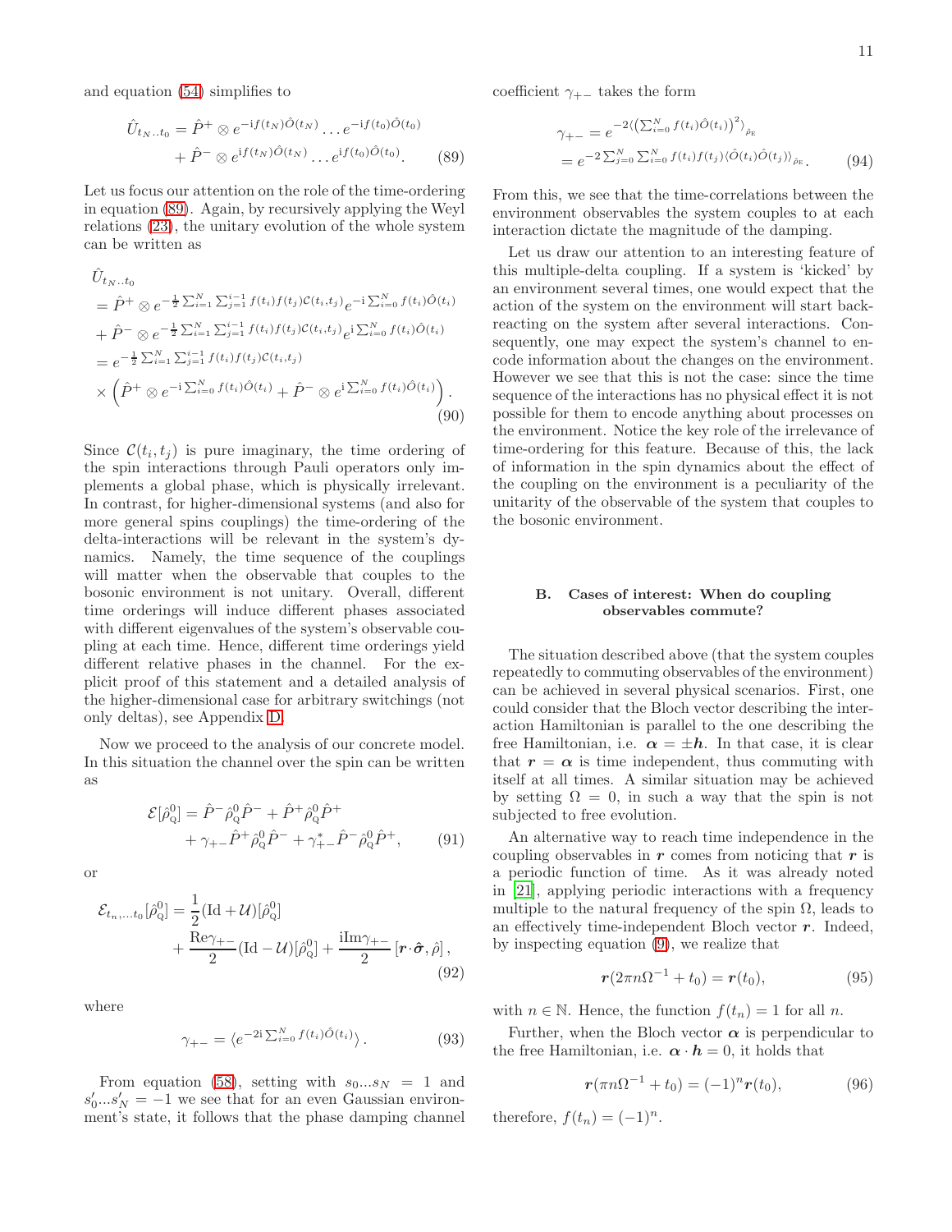and equation (54) simplifies to

$$\hat{U}_{t_N..t_0} = \hat{P}^+ \otimes e^{-\mathrm{i}f(t_N)\hat{O}(t_N)} \dots e^{-\mathrm{i}f(t_0)\hat{O}(t_0)} + \hat{P}^- \otimes e^{\mathrm{i}f(t_N)\hat{O}(t_N)} \dots e^{\mathrm{i}f(t_0)\hat{O}(t_0)}. \tag{89}$$

Let us focus our attention on the role of the time-ordering in equation (89). Again, by recursively applying the Weyl relations (23), the unitary evolution of the whole system can be written as

$$\begin{aligned}
&\hat{U}_{t_N..t_0} \\
&= \hat{P}^+ \otimes e^{-\frac{1}{2}\sum_{i=1}^{N}\sum_{j=1}^{i-1} f(t_i)f(t_j)\mathcal{C}(t_i,t_j)} e^{-\mathrm{i}\sum_{i=0}^{N} f(t_i)\hat{O}(t_i)} \\
&+ \hat{P}^- \otimes e^{-\frac{1}{2}\sum_{i=1}^{N}\sum_{j=1}^{i-1} f(t_i)f(t_j)\mathcal{C}(t_i,t_j)} e^{\mathrm{i}\sum_{i=0}^{N} f(t_i)\hat{O}(t_i)} \\
&= e^{-\frac{1}{2}\sum_{i=1}^{N}\sum_{j=1}^{i-1} f(t_i)f(t_j)\mathcal{C}(t_i,t_j)} \\
&\times \left(\hat{P}^+ \otimes e^{-\mathrm{i}\sum_{i=0}^{N} f(t_i)\hat{O}(t_i)} + \hat{P}^- \otimes e^{\mathrm{i}\sum_{i=0}^{N} f(t_i)\hat{O}(t_i)}\right).
\end{aligned} \tag{90}$$

Since $\mathcal{C}(t_i,t_j)$ is pure imaginary, the time ordering of the spin interactions through Pauli operators only implements a global phase, which is physically irrelevant. In contrast, for higher-dimensional systems (and also for more general spins couplings) the time-ordering of the delta-interactions will be relevant in the system's dynamics. Namely, the time sequence of the couplings will matter when the observable that couples to the bosonic environment is not unitary. Overall, different time orderings will induce different phases associated with different eigenvalues of the system's observable coupling at each time. Hence, different time orderings yield different relative phases in the channel. For the explicit proof of this statement and a detailed analysis of the higher-dimensional case for arbitrary switchings (not only deltas), see Appendix D.

Now we proceed to the analysis of our concrete model. In this situation the channel over the spin can be written as

$$\mathcal{E}[\hat{\rho}_{\mathrm{Q}}^0] = \hat{P}^-\hat{\rho}_{\mathrm{Q}}^0\hat{P}^- + \hat{P}^+\hat{\rho}_{\mathrm{Q}}^0\hat{P}^+ + \gamma_{+-}\hat{P}^+\hat{\rho}_{\mathrm{Q}}^0\hat{P}^- + \gamma_{+-}^*\hat{P}^-\hat{\rho}_{\mathrm{Q}}^0\hat{P}^+, \tag{91}$$

or

$$\mathcal{E}_{t_n,\dots t_0}[\hat{\rho}_{\mathrm{Q}}^0] = \frac{1}{2}(\mathrm{Id}+\mathcal{U})[\hat{\rho}_{\mathrm{Q}}^0] + \frac{\mathrm{Re}\gamma_{+-}}{2}(\mathrm{Id}-\mathcal{U})[\hat{\rho}_{\mathrm{Q}}^0] + \frac{\mathrm{i}\mathrm{Im}\gamma_{+-}}{2}\left[\boldsymbol{r}\cdot\hat{\boldsymbol{\sigma}},\hat{\rho}\right], \tag{92}$$

where

$$\gamma_{+-} = \langle e^{-2\mathrm{i}\sum_{i=0}^{N} f(t_i)\hat{O}(t_i)}\rangle. \tag{93}$$

From equation (58), setting with $s_0...s_N = 1$ and $s'_0...s'_N = -1$ we see that for an even Gaussian environment's state, it follows that the phase damping channel coefficient $\gamma_{+-}$ takes the form

$$\begin{aligned}
\gamma_{+-} &= e^{-2\langle\left(\sum_{i=0}^{N} f(t_i)\hat{O}(t_i)\right)^2\rangle_{\hat{\rho}_{\mathrm{E}}}} \\
&= e^{-2\sum_{j=0}^{N}\sum_{i=0}^{N} f(t_i)f(t_j)\langle\hat{O}(t_i)\hat{O}(t_j)\rangle_{\hat{\rho}_{\mathrm{E}}}}.
\end{aligned} \tag{94}$$

From this, we see that the time-correlations between the environment observables the system couples to at each interaction dictate the magnitude of the damping.

Let us draw our attention to an interesting feature of this multiple-delta coupling. If a system is 'kicked' by an environment several times, one would expect that the action of the system on the environment will start back-reacting on the system after several interactions. Consequently, one may expect the system's channel to encode information about the changes on the environment. However we see that this is not the case: since the time sequence of the interactions has no physical effect it is not possible for them to encode anything about processes on the environment. Notice the key role of the irrelevance of time-ordering for this feature. Because of this, the lack of information in the spin dynamics about the effect of the coupling on the environment is a peculiarity of the unitarity of the observable of the system that couples to the bosonic environment.

### B. Cases of interest: When do coupling observables commute?

The situation described above (that the system couples repeatedly to commuting observables of the environment) can be achieved in several physical scenarios. First, one could consider that the Bloch vector describing the interaction Hamiltonian is parallel to the one describing the free Hamiltonian, i.e. $\boldsymbol{\alpha} = \pm\boldsymbol{h}$. In that case, it is clear that $\boldsymbol{r} = \boldsymbol{\alpha}$ is time independent, thus commuting with itself at all times. A similar situation may be achieved by setting $\Omega = 0$, in such a way that the spin is not subjected to free evolution.

An alternative way to reach time independence in the coupling observables in $\boldsymbol{r}$ comes from noticing that $\boldsymbol{r}$ is a periodic function of time. As it was already noted in [21], applying periodic interactions with a frequency multiple to the natural frequency of the spin $\Omega$, leads to an effectively time-independent Bloch vector $\boldsymbol{r}$. Indeed, by inspecting equation (9), we realize that

$$\boldsymbol{r}(2\pi n\Omega^{-1} + t_0) = \boldsymbol{r}(t_0), \tag{95}$$

with $n \in \mathbb{N}$. Hence, the function $f(t_n) = 1$ for all $n$.

Further, when the Bloch vector $\boldsymbol{\alpha}$ is perpendicular to the free Hamiltonian, i.e. $\boldsymbol{\alpha}\cdot\boldsymbol{h} = 0$, it holds that

$$\boldsymbol{r}(\pi n\Omega^{-1} + t_0) = (-1)^n\boldsymbol{r}(t_0), \tag{96}$$

therefore, $f(t_n) = (-1)^n$.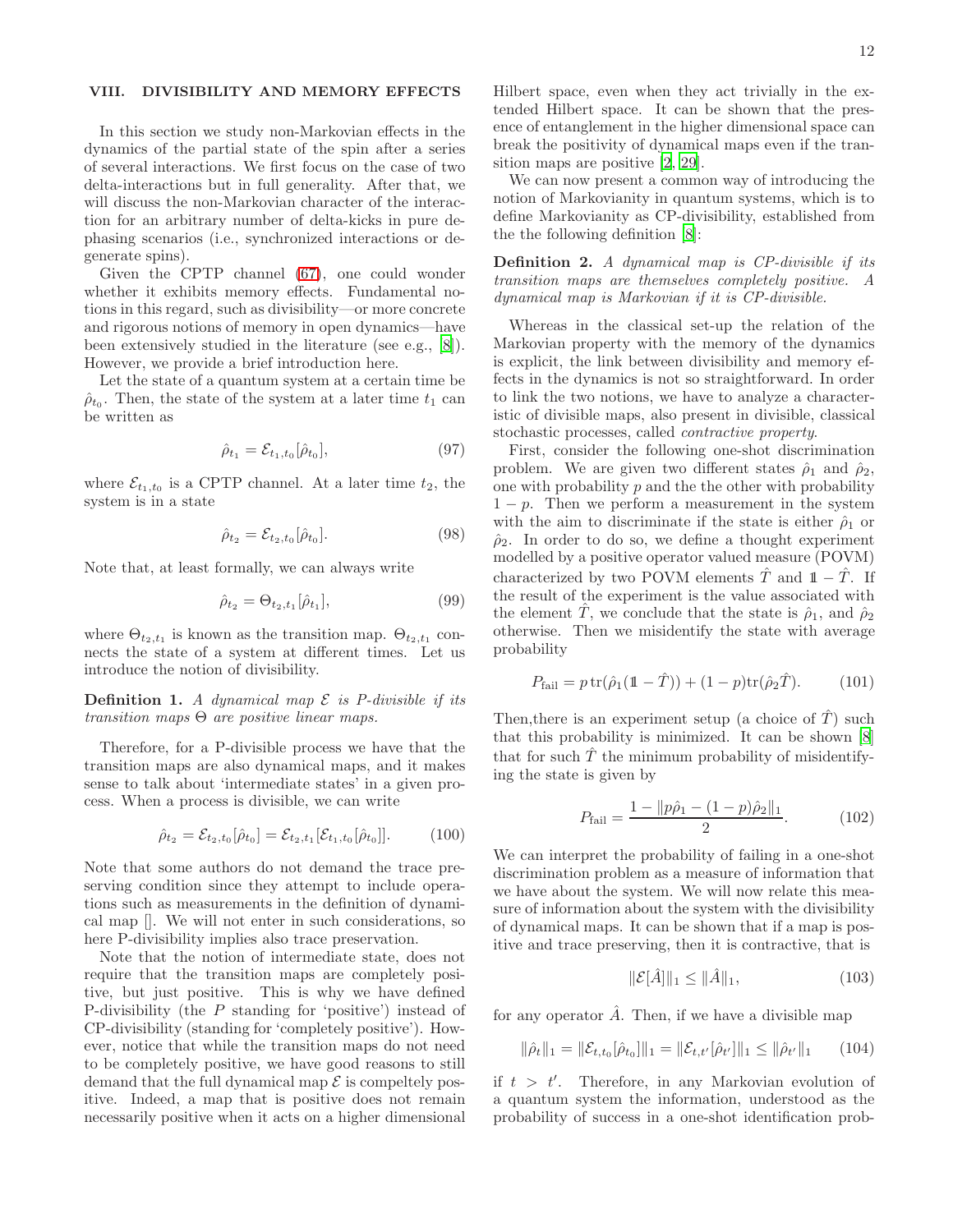## VIII. DIVISIBILITY AND MEMORY EFFECTS

In this section we study non-Markovian effects in the dynamics of the partial state of the spin after a series of several interactions. We first focus on the case of two delta-interactions but in full generality. After that, we will discuss the non-Markovian character of the interaction for an arbitrary number of delta-kicks in pure dephasing scenarios (i.e., synchronized interactions or degenerate spins).

Given the CPTP channel (67), one could wonder whether it exhibits memory effects. Fundamental notions in this regard, such as divisibility—or more concrete and rigorous notions of memory in open dynamics—have been extensively studied in the literature (see e.g., [8]). However, we provide a brief introduction here.

Let the state of a quantum system at a certain time be $\hat{\rho}_{t_0}$. Then, the state of the system at a later time $t_1$ can be written as

$$\hat{\rho}_{t_1} = \mathcal{E}_{t_1,t_0}[\hat{\rho}_{t_0}], \tag{97}$$

where $\mathcal{E}_{t_1,t_0}$ is a CPTP channel. At a later time $t_2$, the system is in a state

$$\hat{\rho}_{t_2} = \mathcal{E}_{t_2,t_0}[\hat{\rho}_{t_0}]. \tag{98}$$

Note that, at least formally, we can always write

$$\hat{\rho}_{t_2} = \Theta_{t_2,t_1}[\hat{\rho}_{t_1}], \tag{99}$$

where $\Theta_{t_2,t_1}$ is known as the transition map. $\Theta_{t_2,t_1}$ connects the state of a system at different times. Let us introduce the notion of divisibility.

**Definition 1.** *A dynamical map $\mathcal{E}$ is P-divisible if its transition maps $\Theta$ are positive linear maps.*

Therefore, for a P-divisible process we have that the transition maps are also dynamical maps, and it makes sense to talk about 'intermediate states' in a given process. When a process is divisible, we can write

$$\hat{\rho}_{t_2} = \mathcal{E}_{t_2,t_0}[\hat{\rho}_{t_0}] = \mathcal{E}_{t_2,t_1}[\mathcal{E}_{t_1,t_0}[\hat{\rho}_{t_0}]]. \tag{100}$$

Note that some authors do not demand the trace preserving condition since they attempt to include operations such as measurements in the definition of dynamical map []. We will not enter in such considerations, so here P-divisibility implies also trace preservation.

Note that the notion of intermediate state, does not require that the transition maps are completely positive, but just positive. This is why we have defined P-divisibility (the $P$ standing for 'positive') instead of CP-divisibility (standing for 'completely positive'). However, notice that while the transition maps do not need to be completely positive, we have good reasons to still demand that the full dynamical map $\mathcal{E}$ is compeltely positive. Indeed, a map that is positive does not remain necessarily positive when it acts on a higher dimensional Hilbert space, even when they act trivially in the extended Hilbert space. It can be shown that the presence of entanglement in the higher dimensional space can break the positivity of dynamical maps even if the transition maps are positive [2, 29].

We can now present a common way of introducing the notion of Markovianity in quantum systems, which is to define Markovianity as CP-divisibility, established from the the following definition [8]:

**Definition 2.** *A dynamical map is CP-divisible if its transition maps are themselves completely positive. A dynamical map is Markovian if it is CP-divisible.*

Whereas in the classical set-up the relation of the Markovian property with the memory of the dynamics is explicit, the link between divisibility and memory effects in the dynamics is not so straightforward. In order to link the two notions, we have to analyze a characteristic of divisible maps, also present in divisible, classical stochastic processes, called *contractive property*.

First, consider the following one-shot discrimination problem. We are given two different states $\hat{\rho}_1$ and $\hat{\rho}_2$, one with probability $p$ and the the other with probability $1-p$. Then we perform a measurement in the system with the aim to discriminate if the state is either $\hat{\rho}_1$ or $\hat{\rho}_2$. In order to do so, we define a thought experiment modelled by a positive operator valued measure (POVM) characterized by two POVM elements $\hat{T}$ and $\mathbb{1}-\hat{T}$. If the result of the experiment is the value associated with the element $\hat{T}$, we conclude that the state is $\hat{\rho}_1$, and $\hat{\rho}_2$ otherwise. Then we misidentify the state with average probability

$$P_{\text{fail}} = p\,\text{tr}(\hat{\rho}_1(\mathbb{1}-\hat{T})) + (1-p)\text{tr}(\hat{\rho}_2\hat{T}). \tag{101}$$

Then,there is an experiment setup (a choice of $\hat{T}$) such that this probability is minimized. It can be shown [8] that for such $\hat{T}$ the minimum probability of misidentifying the state is given by

$$P_{\text{fail}} = \frac{1 - \|p\hat{\rho}_1 - (1-p)\hat{\rho}_2\|_1}{2}. \tag{102}$$

We can interpret the probability of failing in a one-shot discrimination problem as a measure of information that we have about the system. We will now relate this measure of information about the system with the divisibility of dynamical maps. It can be shown that if a map is positive and trace preserving, then it is contractive, that is

$$\|\mathcal{E}[\hat{A}]\|_1 \leq \|\hat{A}\|_1, \tag{103}$$

for any operator $\hat{A}$. Then, if we have a divisible map

$$\|\hat{\rho}_t\|_1 = \|\mathcal{E}_{t,t_0}[\hat{\rho}_{t_0}]\|_1 = \|\mathcal{E}_{t,t'}[\hat{\rho}_{t'}]\|_1 \leq \|\hat{\rho}_{t'}\|_1 \tag{104}$$

if $t > t'$. Therefore, in any Markovian evolution of a quantum system the information, understood as the probability of success in a one-shot identification prob-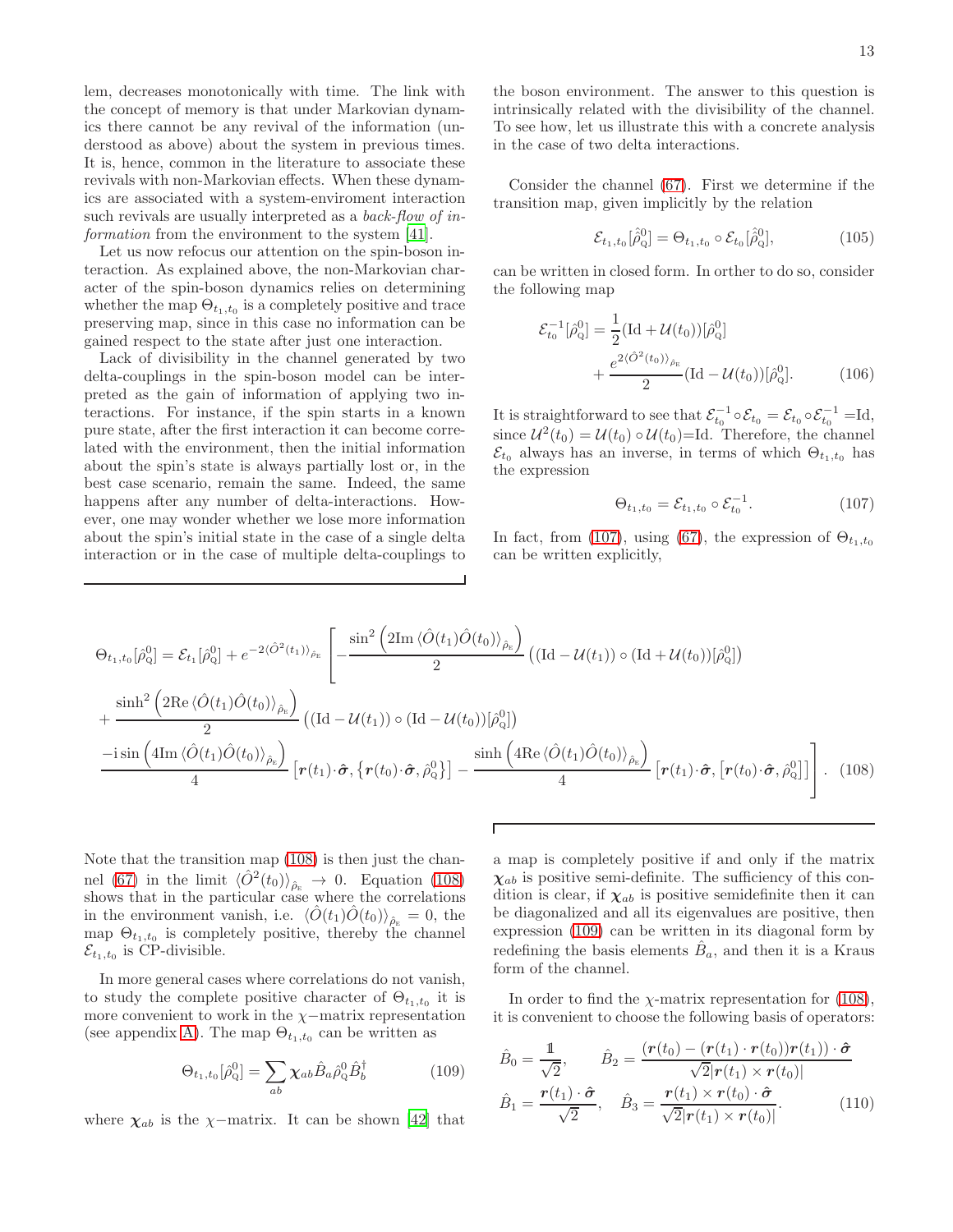lem, decreases monotonically with time. The link with the concept of memory is that under Markovian dynamics there cannot be any revival of the information (understood as above) about the system in previous times. It is, hence, common in the literature to associate these revivals with non-Markovian effects. When these dynamics are associated with a system-enviroment interaction such revivals are usually interpreted as a *back-flow of information* from the environment to the system [41].

Let us now refocus our attention on the spin-boson interaction. As explained above, the non-Markovian character of the spin-boson dynamics relies on determining whether the map $\Theta_{t_1,t_0}$ is a completely positive and trace preserving map, since in this case no information can be gained respect to the state after just one interaction.

Lack of divisibility in the channel generated by two delta-couplings in the spin-boson model can be interpreted as the gain of information of applying two interactions. For instance, if the spin starts in a known pure state, after the first interaction it can become correlated with the environment, then the initial information about the spin's state is always partially lost or, in the best case scenario, remain the same. Indeed, the same happens after any number of delta-interactions. However, one may wonder whether we lose more information about the spin's initial state in the case of a single delta interaction or in the case of multiple delta-couplings to the boson environment. The answer to this question is intrinsically related with the divisibility of the channel. To see how, let us illustrate this with a concrete analysis in the case of two delta interactions.

Consider the channel (67). First we determine if the transition map, given implicitly by the relation

$$\mathcal{E}_{t_1,t_0}[\hat{\rho}^0_{\text{Q}}] = \Theta_{t_1,t_0} \circ \mathcal{E}_{t_0}[\hat{\rho}^0_{\text{Q}}], \tag{105}$$

can be written in closed form. In orther to do so, consider the following map

$$\mathcal{E}^{-1}_{t_0}[\hat{\rho}^0_{\text{Q}}] = \frac{1}{2}(\text{Id} + \mathcal{U}(t_0))[\hat{\rho}^0_{\text{Q}}] + \frac{e^{2\langle \hat{O}^2(t_0)\rangle_{\hat{\rho}_{\text{E}}}}}{2}(\text{Id} - \mathcal{U}(t_0))[\hat{\rho}^0_{\text{Q}}]. \tag{106}$$

It is straightforward to see that $\mathcal{E}^{-1}_{t_0} \circ \mathcal{E}_{t_0} = \mathcal{E}_{t_0} \circ \mathcal{E}^{-1}_{t_0} =$Id, since $\mathcal{U}^2(t_0) = \mathcal{U}(t_0) \circ \mathcal{U}(t_0)$=Id. Therefore, the channel $\mathcal{E}_{t_0}$ always has an inverse, in terms of which $\Theta_{t_1,t_0}$ has the expression

$$\Theta_{t_1,t_0} = \mathcal{E}_{t_1,t_0} \circ \mathcal{E}^{-1}_{t_0}. \tag{107}$$

In fact, from (107), using (67), the expression of $\Theta_{t_1,t_0}$ can be written explicitly,

$$\begin{aligned}
\Theta_{t_1,t_0}[\hat{\rho}^0_{\text{Q}}] = \mathcal{E}_{t_1}[\hat{\rho}^0_{\text{Q}}] + e^{-2\langle \hat{O}^2(t_1)\rangle_{\hat{\rho}_{\text{E}}}} \Bigg[ &-\frac{\sin^2\left(2\text{Im}\,\langle \hat{O}(t_1)\hat{O}(t_0)\rangle_{\hat{\rho}_{\text{E}}}\right)}{2}\left((\text{Id} - \mathcal{U}(t_1)) \circ (\text{Id} + \mathcal{U}(t_0))[\hat{\rho}^0_{\text{Q}}]\right) \\
&+ \frac{\sinh^2\left(2\text{Re}\,\langle \hat{O}(t_1)\hat{O}(t_0)\rangle_{\hat{\rho}_{\text{E}}}\right)}{2}\left((\text{Id} - \mathcal{U}(t_1)) \circ (\text{Id} - \mathcal{U}(t_0))[\hat{\rho}^0_{\text{Q}}]\right) \\
&\frac{-\text{i}\sin\left(4\text{Im}\,\langle \hat{O}(t_1)\hat{O}(t_0)\rangle_{\hat{\rho}_{\text{E}}}\right)}{4}\left[\boldsymbol{r}(t_1)\cdot\hat{\boldsymbol{\sigma}}, \left\{\boldsymbol{r}(t_0)\cdot\hat{\boldsymbol{\sigma}}, \hat{\rho}^0_{\text{Q}}\right\}\right] - \frac{\sinh\left(4\text{Re}\,\langle \hat{O}(t_1)\hat{O}(t_0)\rangle_{\hat{\rho}_{\text{E}}}\right)}{4}\left[\boldsymbol{r}(t_1)\cdot\hat{\boldsymbol{\sigma}}, \left[\boldsymbol{r}(t_0)\cdot\hat{\boldsymbol{\sigma}}, \hat{\rho}^0_{\text{Q}}\right]\right]\Bigg].
\end{aligned} \tag{108}$$

Note that the transition map (108) is then just the channel (67) in the limit $\langle \hat{O}^2(t_0)\rangle_{\hat{\rho}_{\text{E}}} \to 0$. Equation (108) shows that in the particular case where the correlations in the environment vanish, i.e. $\langle \hat{O}(t_1)\hat{O}(t_0)\rangle_{\hat{\rho}_{\text{E}}} = 0$, the map $\Theta_{t_1,t_0}$ is completely positive, thereby the channel $\mathcal{E}_{t_1,t_0}$ is CP-divisible.

In more general cases where correlations do not vanish, to study the complete positive character of $\Theta_{t_1,t_0}$ it is more convenient to work in the $\chi-$matrix representation (see appendix A). The map $\Theta_{t_1,t_0}$ can be written as

$$\Theta_{t_1,t_0}[\hat{\rho}^0_{\text{Q}}] = \sum_{ab} \boldsymbol{\chi}_{ab} \hat{B}_a \hat{\rho}^0_{\text{Q}} \hat{B}^\dagger_b \tag{109}$$

where $\boldsymbol{\chi}_{ab}$ is the $\chi-$matrix. It can be shown [42] that a map is completely positive if and only if the matrix $\boldsymbol{\chi}_{ab}$ is positive semi-definite. The sufficiency of this condition is clear, if $\boldsymbol{\chi}_{ab}$ is positive semidefinite then it can be diagonalized and all its eigenvalues are positive, then expression (109) can be written in its diagonal form by redefining the basis elements $\hat{B}_a$, and then it is a Kraus form of the channel.

In order to find the $\chi$-matrix representation for (108), it is convenient to choose the following basis of operators:

$$\begin{aligned}
\hat{B}_0 &= \frac{\mathbb{1}}{\sqrt{2}}, & \hat{B}_2 &= \frac{(\boldsymbol{r}(t_0) - (\boldsymbol{r}(t_1)\cdot\boldsymbol{r}(t_0))\boldsymbol{r}(t_1))\cdot\hat{\boldsymbol{\sigma}}}{\sqrt{2}|\boldsymbol{r}(t_1)\times\boldsymbol{r}(t_0)|} \\
\hat{B}_1 &= \frac{\boldsymbol{r}(t_1)\cdot\hat{\boldsymbol{\sigma}}}{\sqrt{2}}, & \hat{B}_3 &= \frac{\boldsymbol{r}(t_1)\times\boldsymbol{r}(t_0)\cdot\hat{\boldsymbol{\sigma}}}{\sqrt{2}|\boldsymbol{r}(t_1)\times\boldsymbol{r}(t_0)|}.
\end{aligned} \tag{110}$$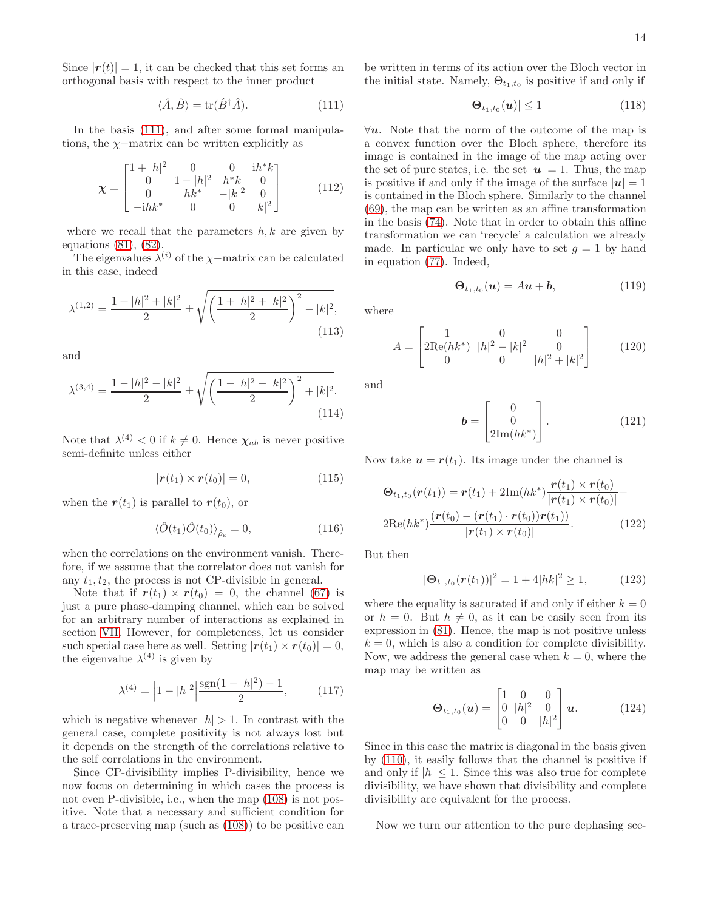Since $|\boldsymbol{r}(t)| = 1$, it can be checked that this set forms an orthogonal basis with respect to the inner product

$$\langle \hat{A}, \hat{B} \rangle = \mathrm{tr}(\hat{B}^\dagger \hat{A}). \tag{111}$$

In the basis (111), and after some formal manipulations, the $\chi-$matrix can be written explicitly as

$$\boldsymbol{\chi} = \begin{bmatrix} 1+|h|^2 & 0 & 0 & \mathrm{i}h^*k \\ 0 & 1-|h|^2 & h^*k & 0 \\ 0 & hk^* & -|k|^2 & 0 \\ -\mathrm{i}hk^* & 0 & 0 & |k|^2 \end{bmatrix} \tag{112}$$

where we recall that the parameters $h, k$ are given by equations (81), (82).

The eigenvalues $\lambda^{(i)}$ of the $\chi-$matrix can be calculated in this case, indeed

$$\lambda^{(1,2)} = \frac{1+|h|^2+|k|^2}{2} \pm \sqrt{\left(\frac{1+|h|^2+|k|^2}{2}\right)^2 - |k|^2}, \tag{113}$$

and

$$\lambda^{(3,4)} = \frac{1-|h|^2-|k|^2}{2} \pm \sqrt{\left(\frac{1-|h|^2-|k|^2}{2}\right)^2 + |k|^2}. \tag{114}$$

Note that $\lambda^{(4)} < 0$ if $k \neq 0$. Hence $\boldsymbol{\chi}_{ab}$ is never positive semi-definite unless either

$$|\boldsymbol{r}(t_1) \times \boldsymbol{r}(t_0)| = 0, \tag{115}$$

when the $\boldsymbol{r}(t_1)$ is parallel to $\boldsymbol{r}(t_0)$, or

$$\langle \hat{O}(t_1)\hat{O}(t_0) \rangle_{\hat{\rho}_{\mathrm{E}}} = 0, \tag{116}$$

when the correlations on the environment vanish. Therefore, if we assume that the correlator does not vanish for any $t_1, t_2$, the process is not CP-divisible in general.

Note that if $\boldsymbol{r}(t_1) \times \boldsymbol{r}(t_0) = 0$, the channel (67) is just a pure phase-damping channel, which can be solved for an arbitrary number of interactions as explained in section VII. However, for completeness, let us consider such special case here as well. Setting $|\boldsymbol{r}(t_1) \times \boldsymbol{r}(t_0)| = 0$, the eigenvalue $\lambda^{(4)}$ is given by

$$\lambda^{(4)} = \left|1 - |h|^2\right| \frac{\mathrm{sgn}(1-|h|^2) - 1}{2}, \tag{117}$$

which is negative whenever $|h| > 1$. In contrast with the general case, complete positivity is not always lost but it depends on the strength of the correlations relative to the self correlations in the environment.

Since CP-divisibility implies P-divisibility, hence we now focus on determining in which cases the process is not even P-divisible, i.e., when the map (108) is not positive. Note that a necessary and sufficient condition for a trace-preserving map (such as (108)) to be positive can be written in terms of its action over the Bloch vector in the initial state. Namely, $\Theta_{t_1,t_0}$ is positive if and only if

$$|\boldsymbol{\Theta}_{t_1,t_0}(\boldsymbol{u})| \leq 1 \tag{118}$$

$\forall \boldsymbol{u}$. Note that the norm of the outcome of the map is a convex function over the Bloch sphere, therefore its image is contained in the image of the map acting over the set of pure states, i.e. the set $|\boldsymbol{u}| = 1$. Thus, the map is positive if and only if the image of the surface $|\boldsymbol{u}| = 1$ is contained in the Bloch sphere. Similarly to the channel (69), the map can be written as an affine transformation in the basis (74). Note that in order to obtain this affine transformation we can 'recycle' a calculation we already made. In particular we only have to set $g = 1$ by hand in equation (77). Indeed,

$$\boldsymbol{\Theta}_{t_1,t_0}(\boldsymbol{u}) = A\boldsymbol{u} + \boldsymbol{b}, \tag{119}$$

where

$$A = \begin{bmatrix} 1 & 0 & 0 \\ 2\mathrm{Re}(hk^*) & |h|^2 - |k|^2 & 0 \\ 0 & 0 & |h|^2 + |k|^2 \end{bmatrix} \tag{120}$$

and

$$\boldsymbol{b} = \begin{bmatrix} 0 \\ 0 \\ 2\mathrm{Im}(hk^*) \end{bmatrix}. \tag{121}$$

Now take $\boldsymbol{u} = \boldsymbol{r}(t_1)$. Its image under the channel is

$$\begin{aligned} \boldsymbol{\Theta}_{t_1,t_0}(\boldsymbol{r}(t_1)) &= \boldsymbol{r}(t_1) + 2\mathrm{Im}(hk^*)\frac{\boldsymbol{r}(t_1) \times \boldsymbol{r}(t_0)}{|\boldsymbol{r}(t_1) \times \boldsymbol{r}(t_0)|} + \\ 2\mathrm{Re}(hk^*)&\frac{(\boldsymbol{r}(t_0) - (\boldsymbol{r}(t_1) \cdot \boldsymbol{r}(t_0))\boldsymbol{r}(t_1))}{|\boldsymbol{r}(t_1) \times \boldsymbol{r}(t_0)|}. \end{aligned} \tag{122}$$

But then

$$|\boldsymbol{\Theta}_{t_1,t_0}(\boldsymbol{r}(t_1))|^2 = 1 + 4|hk|^2 \geq 1, \tag{123}$$

where the equality is saturated if and only if either $k = 0$ or $h = 0$. But $h \neq 0$, as it can be easily seen from its expression in (81). Hence, the map is not positive unless $k = 0$, which is also a condition for complete divisibility. Now, we address the general case when $k = 0$, where the map may be written as

$$\boldsymbol{\Theta}_{t_1,t_0}(\boldsymbol{u}) = \begin{bmatrix} 1 & 0 & 0 \\ 0 & |h|^2 & 0 \\ 0 & 0 & |h|^2 \end{bmatrix} \boldsymbol{u}. \tag{124}$$

Since in this case the matrix is diagonal in the basis given by (110), it easily follows that the channel is positive if and only if $|h| \leq 1$. Since this was also true for complete divisibility, we have shown that divisibility and complete divisibility are equivalent for the process.

Now we turn our attention to the pure dephasing sce-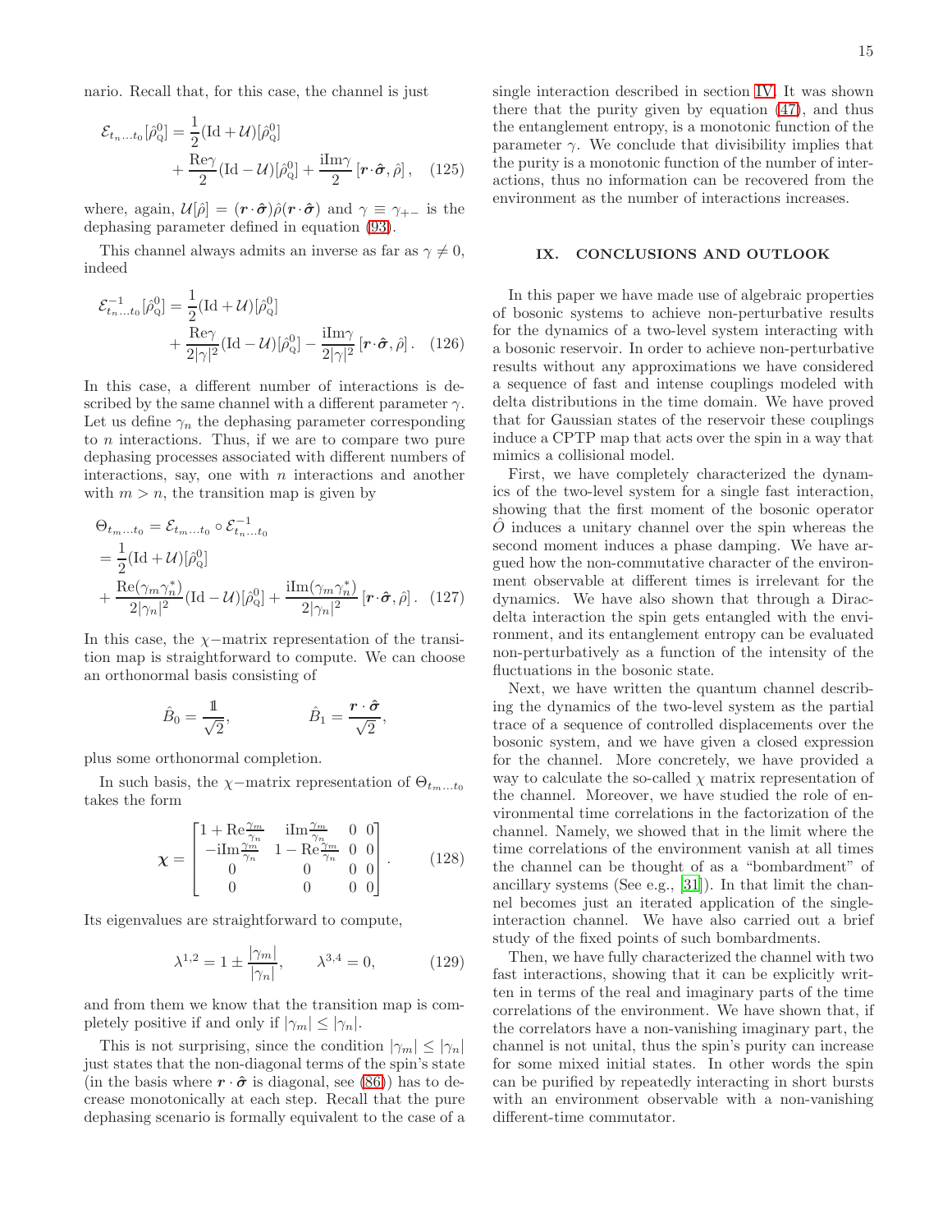nario. Recall that, for this case, the channel is just

$$
\begin{aligned}
\mathcal{E}_{t_n\dots t_0}[\hat\rho^0_{\rm Q}] = &\frac{1}{2}(\mathrm{Id}+\mathcal{U})[\hat\rho^0_{\rm Q}] \\
&+ \frac{\mathrm{Re}\gamma}{2}(\mathrm{Id}-\mathcal{U})[\hat\rho^0_{\rm Q}] + \frac{\mathrm{i}\mathrm{Im}\gamma}{2}\left[\boldsymbol{r}\cdot\hat{\boldsymbol{\sigma}},\hat\rho\right], \quad (125)
\end{aligned}
$$

where, again, $\mathcal{U}[\hat\rho] = (\boldsymbol{r}\cdot\hat{\boldsymbol{\sigma}})\hat\rho(\boldsymbol{r}\cdot\hat{\boldsymbol{\sigma}})$ and $\gamma\equiv\gamma_{+-}$ is the dephasing parameter defined in equation (93).

This channel always admits an inverse as far as $\gamma\neq 0$, indeed

$$
\begin{aligned}
\mathcal{E}^{-1}_{t_n\dots t_0}[\hat\rho^0_{\rm Q}] = &\frac{1}{2}(\mathrm{Id}+\mathcal{U})[\hat\rho^0_{\rm Q}] \\
&+ \frac{\mathrm{Re}\gamma}{2|\gamma|^2}(\mathrm{Id}-\mathcal{U})[\hat\rho^0_{\rm Q}] - \frac{\mathrm{i}\mathrm{Im}\gamma}{2|\gamma|^2}\left[\boldsymbol{r}\cdot\hat{\boldsymbol{\sigma}},\hat\rho\right]. \quad (126)
\end{aligned}
$$

In this case, a different number of interactions is described by the same channel with a different parameter $\gamma$. Let us define $\gamma_n$ the dephasing parameter corresponding to $n$ interactions. Thus, if we are to compare two pure dephasing processes associated with different numbers of interactions, say, one with $n$ interactions and another with $m>n$, the transition map is given by

$$
\begin{aligned}
&\Theta_{t_m\dots t_0} = \mathcal{E}_{t_m\dots t_0}\circ\mathcal{E}^{-1}_{t_n\dots t_0} \\
&= \frac{1}{2}(\mathrm{Id}+\mathcal{U})[\hat\rho^0_{\rm Q}] \\
&+ \frac{\mathrm{Re}(\gamma_m\gamma_n^*)}{2|\gamma_n|^2}(\mathrm{Id}-\mathcal{U})[\hat\rho^0_{\rm Q}] + \frac{\mathrm{i}\mathrm{Im}(\gamma_m\gamma_n^*)}{2|\gamma_n|^2}\left[\boldsymbol{r}\cdot\hat{\boldsymbol{\sigma}},\hat\rho\right]. \quad (127)
\end{aligned}
$$

In this case, the $\chi$−matrix representation of the transition map is straightforward to compute. We can choose an orthonormal basis consisting of

$$
\hat B_0 = \frac{\mathbb{1}}{\sqrt{2}}, \qquad \hat B_1 = \frac{\boldsymbol{r}\cdot\hat{\boldsymbol{\sigma}}}{\sqrt{2}},
$$

plus some orthonormal completion.

In such basis, the $\chi$−matrix representation of $\Theta_{t_m\dots t_0}$ takes the form

$$
\boldsymbol{\chi} = \begin{bmatrix} 1+\mathrm{Re}\frac{\gamma_m}{\gamma_n} & \mathrm{i}\mathrm{Im}\frac{\gamma_m}{\gamma_n} & 0 & 0 \\ -\mathrm{i}\mathrm{Im}\frac{\gamma_m}{\gamma_n} & 1-\mathrm{Re}\frac{\gamma_m}{\gamma_n} & 0 & 0 \\ 0 & 0 & 0 & 0 \\ 0 & 0 & 0 & 0 \end{bmatrix}. \quad (128)
$$

Its eigenvalues are straightforward to compute,

$$
\lambda^{1,2} = 1\pm\frac{|\gamma_m|}{|\gamma_n|}, \qquad \lambda^{3,4}=0, \quad (129)
$$

and from them we know that the transition map is completely positive if and only if $|\gamma_m|\leq|\gamma_n|$.

This is not surprising, since the condition $|\gamma_m|\leq|\gamma_n|$ just states that the non-diagonal terms of the spin's state (in the basis where $\boldsymbol{r}\cdot\hat{\boldsymbol{\sigma}}$ is diagonal, see (86)) has to decrease monotonically at each step. Recall that the pure dephasing scenario is formally equivalent to the case of a single interaction described in section IV. It was shown there that the purity given by equation (47), and thus the entanglement entropy, is a monotonic function of the parameter $\gamma$. We conclude that divisibility implies that the purity is a monotonic function of the number of interactions, thus no information can be recovered from the environment as the number of interactions increases.

## IX. CONCLUSIONS AND OUTLOOK

In this paper we have made use of algebraic properties of bosonic systems to achieve non-perturbative results for the dynamics of a two-level system interacting with a bosonic reservoir. In order to achieve non-perturbative results without any approximations we have considered a sequence of fast and intense couplings modeled with delta distributions in the time domain. We have proved that for Gaussian states of the reservoir these couplings induce a CPTP map that acts over the spin in a way that mimics a collisional model.

First, we have completely characterized the dynamics of the two-level system for a single fast interaction, showing that the first moment of the bosonic operator $\hat O$ induces a unitary channel over the spin whereas the second moment induces a phase damping. We have argued how the non-commutative character of the environment observable at different times is irrelevant for the dynamics. We have also shown that through a Dirac-delta interaction the spin gets entangled with the environment, and its entanglement entropy can be evaluated non-perturbatively as a function of the intensity of the fluctuations in the bosonic state.

Next, we have written the quantum channel describing the dynamics of the two-level system as the partial trace of a sequence of controlled displacements over the bosonic system, and we have given a closed expression for the channel. More concretely, we have provided a way to calculate the so-called $\chi$ matrix representation of the channel. Moreover, we have studied the role of environmental time correlations in the factorization of the channel. Namely, we showed that in the limit where the time correlations of the environment vanish at all times the channel can be thought of as a "bombardment" of ancillary systems (See e.g., [31]). In that limit the channel becomes just an iterated application of the single-interaction channel. We have also carried out a brief study of the fixed points of such bombardments.

Then, we have fully characterized the channel with two fast interactions, showing that it can be explicitly written in terms of the real and imaginary parts of the time correlations of the environment. We have shown that, if the correlators have a non-vanishing imaginary part, the channel is not unital, thus the spin's purity can increase for some mixed initial states. In other words the spin can be purified by repeatedly interacting in short bursts with an environment observable with a non-vanishing different-time commutator.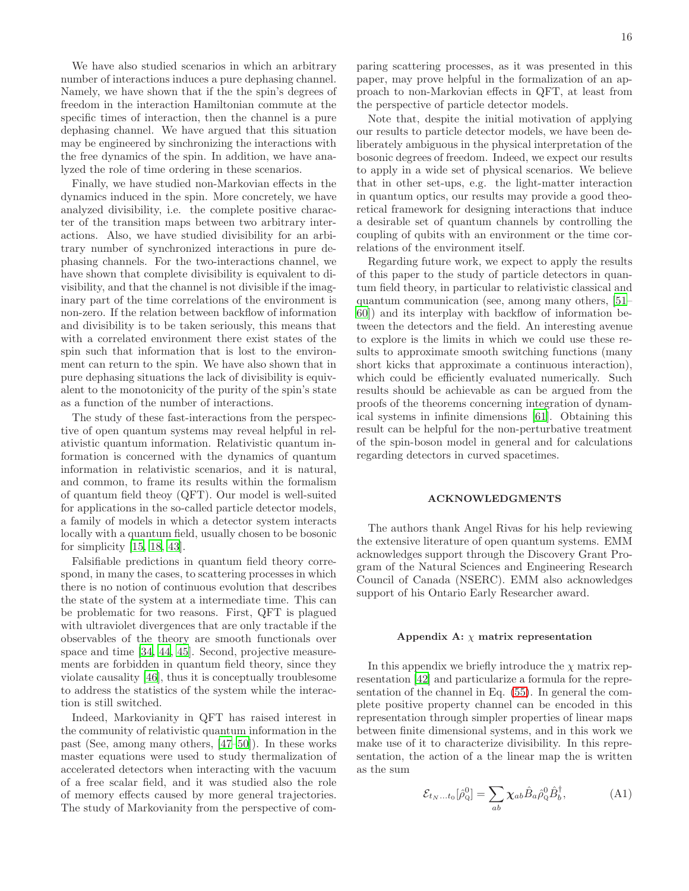We have also studied scenarios in which an arbitrary number of interactions induces a pure dephasing channel. Namely, we have shown that if the the spin's degrees of freedom in the interaction Hamiltonian commute at the specific times of interaction, then the channel is a pure dephasing channel. We have argued that this situation may be engineered by sinchronizing the interactions with the free dynamics of the spin. In addition, we have analyzed the role of time ordering in these scenarios.

Finally, we have studied non-Markovian effects in the dynamics induced in the spin. More concretely, we have analyzed divisibility, i.e. the complete positive character of the transition maps between two arbitrary interactions. Also, we have studied divisibility for an arbitrary number of synchronized interactions in pure dephasing channels. For the two-interactions channel, we have shown that complete divisibility is equivalent to divisibility, and that the channel is not divisible if the imaginary part of the time correlations of the environment is non-zero. If the relation between backflow of information and divisibility is to be taken seriously, this means that with a correlated environment there exist states of the spin such that information that is lost to the environment can return to the spin. We have also shown that in pure dephasing situations the lack of divisibility is equivalent to the monotonicity of the purity of the spin's state as a function of the number of interactions.

The study of these fast-interactions from the perspective of open quantum systems may reveal helpful in relativistic quantum information. Relativistic quantum information is concerned with the dynamics of quantum information in relativistic scenarios, and it is natural, and common, to frame its results within the formalism of quantum field theoy (QFT). Our model is well-suited for applications in the so-called particle detector models, a family of models in which a detector system interacts locally with a quantum field, usually chosen to be bosonic for simplicity [15, 18, 43].

Falsifiable predictions in quantum field theory correspond, in many the cases, to scattering processes in which there is no notion of continuous evolution that describes the state of the system at a intermediate time. This can be problematic for two reasons. First, QFT is plagued with ultraviolet divergences that are only tractable if the observables of the theory are smooth functionals over space and time [34, 44, 45]. Second, projective measurements are forbidden in quantum field theory, since they violate causality [46], thus it is conceptually troublesome to address the statistics of the system while the interaction is still switched.

Indeed, Markovianity in QFT has raised interest in the community of relativistic quantum information in the past (See, among many others, [47–50]). In these works master equations were used to study thermalization of accelerated detectors when interacting with the vacuum of a free scalar field, and it was studied also the role of memory effects caused by more general trajectories. The study of Markovianity from the perspective of comparing scattering processes, as it was presented in this paper, may prove helpful in the formalization of an approach to non-Markovian effects in QFT, at least from the perspective of particle detector models.

Note that, despite the initial motivation of applying our results to particle detector models, we have been deliberately ambiguous in the physical interpretation of the bosonic degrees of freedom. Indeed, we expect our results to apply in a wide set of physical scenarios. We believe that in other set-ups, e.g. the light-matter interaction in quantum optics, our results may provide a good theoretical framework for designing interactions that induce a desirable set of quantum channels by controlling the coupling of qubits with an environment or the time correlations of the environment itself.

Regarding future work, we expect to apply the results of this paper to the study of particle detectors in quantum field theory, in particular to relativistic classical and quantum communication (see, among many others, [51–60]) and its interplay with backflow of information between the detectors and the field. An interesting avenue to explore is the limits in which we could use these results to approximate smooth switching functions (many short kicks that approximate a continuous interaction), which could be efficiently evaluated numerically. Such results should be achievable as can be argued from the proofs of the theorems concerning integration of dynamical systems in infinite dimensions [61]. Obtaining this result can be helpful for the non-perturbative treatment of the spin-boson model in general and for calculations regarding detectors in curved spacetimes.

## ACKNOWLEDGMENTS

The authors thank Angel Rivas for his help reviewing the extensive literature of open quantum systems. EMM acknowledges support through the Discovery Grant Program of the Natural Sciences and Engineering Research Council of Canada (NSERC). EMM also acknowledges support of his Ontario Early Researcher award.

### Appendix A: $\chi$ matrix representation

In this appendix we briefly introduce the $\chi$ matrix representation [42] and particularize a formula for the representation of the channel in Eq. (55). In general the complete positive property channel can be encoded in this representation through simpler properties of linear maps between finite dimensional systems, and in this work we make use of it to characterize divisibility. In this representation, the action of a the linear map the is written as the sum

$$\mathcal{E}_{t_N \dots t_0}[\hat{\rho}^0_{\mathrm{Q}}] = \sum_{ab} \boldsymbol{\chi}_{ab} \hat{B}_a \hat{\rho}^0_{\mathrm{Q}} \hat{B}_b^\dagger, \tag{A1}$$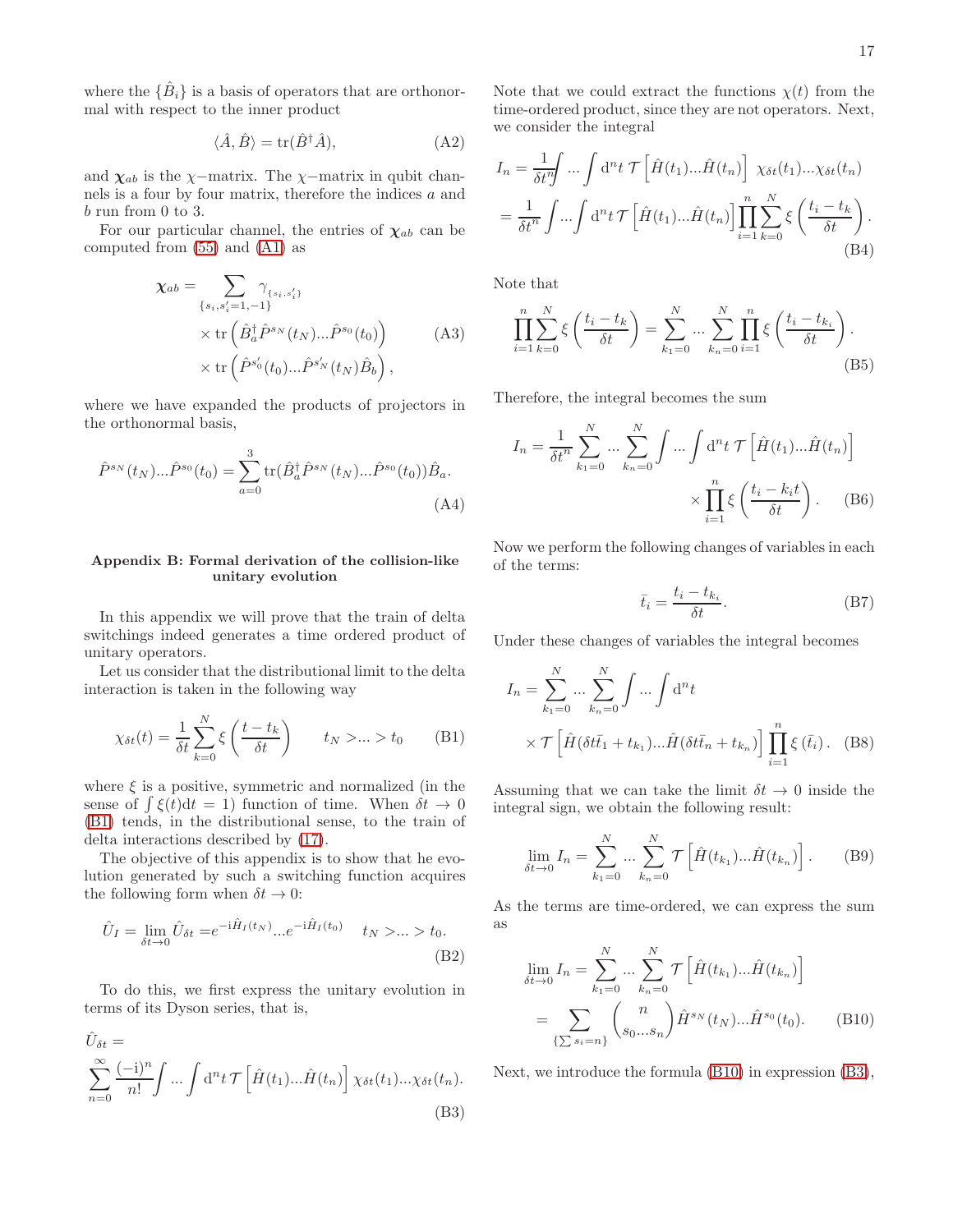where the $\{\hat{B}_i\}$ is a basis of operators that are orthonormal with respect to the inner product

$$\langle \hat{A}, \hat{B} \rangle = \mathrm{tr}(\hat{B}^\dagger \hat{A}), \tag{A2}$$

and $\boldsymbol{\chi}_{ab}$ is the $\chi-$matrix. The $\chi-$matrix in qubit channels is a four by four matrix, therefore the indices $a$ and $b$ run from 0 to 3.

For our particular channel, the entries of $\boldsymbol{\chi}_{ab}$ can be computed from (55) and (A1) as

$$\begin{aligned}\boldsymbol{\chi}_{ab} = &\sum_{\{s_i, s_i'=1,-1\}} \gamma_{\{s_i, s_i'\}} \\ &\times \mathrm{tr}\left(\hat{B}_a^\dagger \hat{P}^{s_N}(t_N) ... \hat{P}^{s_0}(t_0)\right) \\ &\times \mathrm{tr}\left(\hat{P}^{s_0'}(t_0) ... \hat{P}^{s_N'}(t_N) \hat{B}_b\right),\end{aligned} \tag{A3}$$

where we have expanded the products of projectors in the orthonormal basis,

$$\hat{P}^{s_N}(t_N) ... \hat{P}^{s_0}(t_0) = \sum_{a=0}^{3} \mathrm{tr}(\hat{B}_a^\dagger \hat{P}^{s_N}(t_N) ... \hat{P}^{s_0}(t_0)) \hat{B}_a. \tag{A4}$$

## Appendix B: Formal derivation of the collision-like unitary evolution

In this appendix we will prove that the train of delta switchings indeed generates a time ordered product of unitary operators.

Let us consider that the distributional limit to the delta interaction is taken in the following way

$$\chi_{\delta t}(t) = \frac{1}{\delta t} \sum_{k=0}^{N} \xi\left(\frac{t - t_k}{\delta t}\right) \qquad t_N > ... > t_0 \tag{B1}$$

where $\xi$ is a positive, symmetric and normalized (in the sense of $\int \xi(t) \mathrm{d}t = 1$) function of time. When $\delta t \to 0$ (B1) tends, in the distributional sense, to the train of delta interactions described by (17).

The objective of this appendix is to show that he evolution generated by such a switching function acquires the following form when $\delta t \to 0$:

$$\hat{U}_I = \lim_{\delta t \to 0} \hat{U}_{\delta t} = e^{-\mathrm{i}\hat{H}_I(t_N)} ... e^{-\mathrm{i}\hat{H}_I(t_0)} \qquad t_N > ... > t_0. \tag{B2}$$

To do this, we first express the unitary evolution in terms of its Dyson series, that is,

$$\hat{U}_{\delta t} = \sum_{n=0}^{\infty} \frac{(-\mathrm{i})^n}{n!} \int ... \int \mathrm{d}^n t \, \mathcal{T}\left[\hat{H}(t_1) ... \hat{H}(t_n)\right] \chi_{\delta t}(t_1) ... \chi_{\delta t}(t_n). \tag{B3}$$

Note that we could extract the functions $\chi(t)$ from the time-ordered product, since they are not operators. Next, we consider the integral

$$\begin{aligned} I_n &= \frac{1}{\delta t^n} \int ... \int \mathrm{d}^n t \, \mathcal{T}\left[\hat{H}(t_1) ... \hat{H}(t_n)\right] \chi_{\delta t}(t_1) ... \chi_{\delta t}(t_n) \\ &= \frac{1}{\delta t^n} \int ... \int \mathrm{d}^n t \, \mathcal{T}\left[\hat{H}(t_1) ... \hat{H}(t_n)\right] \prod_{i=1}^{n} \sum_{k=0}^{N} \xi\left(\frac{t_i - t_k}{\delta t}\right). \end{aligned} \tag{B4}$$

Note that

$$\prod_{i=1}^{n} \sum_{k=0}^{N} \xi\left(\frac{t_i - t_k}{\delta t}\right) = \sum_{k_1=0}^{N} ... \sum_{k_n=0}^{N} \prod_{i=1}^{n} \xi\left(\frac{t_i - t_{k_i}}{\delta t}\right). \tag{B5}$$

Therefore, the integral becomes the sum

$$\begin{aligned} I_n = \frac{1}{\delta t^n} \sum_{k_1=0}^{N} ... \sum_{k_n=0}^{N} \int ... \int \mathrm{d}^n t \, \mathcal{T}\left[\hat{H}(t_1) ... \hat{H}(t_n)\right] \\ \times \prod_{i=1}^{n} \xi\left(\frac{t_i - k_i t}{\delta t}\right). \end{aligned} \tag{B6}$$

Now we perform the following changes of variables in each of the terms:

$$\bar{t}_i = \frac{t_i - t_{k_i}}{\delta t}. \tag{B7}$$

Under these changes of variables the integral becomes

$$\begin{aligned} I_n = \sum_{k_1=0}^{N} ... \sum_{k_n=0}^{N} \int ... \int \mathrm{d}^n t \\ \times \mathcal{T}\left[\hat{H}(\delta t \bar{t}_1 + t_{k_1}) ... \hat{H}(\delta t \bar{t}_n + t_{k_n})\right] \prod_{i=1}^{n} \xi(\bar{t}_i). \end{aligned} \tag{B8}$$

Assuming that we can take the limit $\delta t \to 0$ inside the integral sign, we obtain the following result:

$$\lim_{\delta t \to 0} I_n = \sum_{k_1=0}^{N} ... \sum_{k_n=0}^{N} \mathcal{T}\left[\hat{H}(t_{k_1}) ... \hat{H}(t_{k_n})\right]. \tag{B9}$$

As the terms are time-ordered, we can express the sum as

$$\begin{aligned} \lim_{\delta t \to 0} I_n &= \sum_{k_1=0}^{N} ... \sum_{k_n=0}^{N} \mathcal{T}\left[\hat{H}(t_{k_1}) ... \hat{H}(t_{k_n})\right] \\ &= \sum_{\{\sum s_i = n\}} \binom{n}{s_0 ... s_n} \hat{H}^{s_N}(t_N) ... \hat{H}^{s_0}(t_0). \end{aligned} \tag{B10}$$

Next, we introduce the formula (B10) in expression (B3),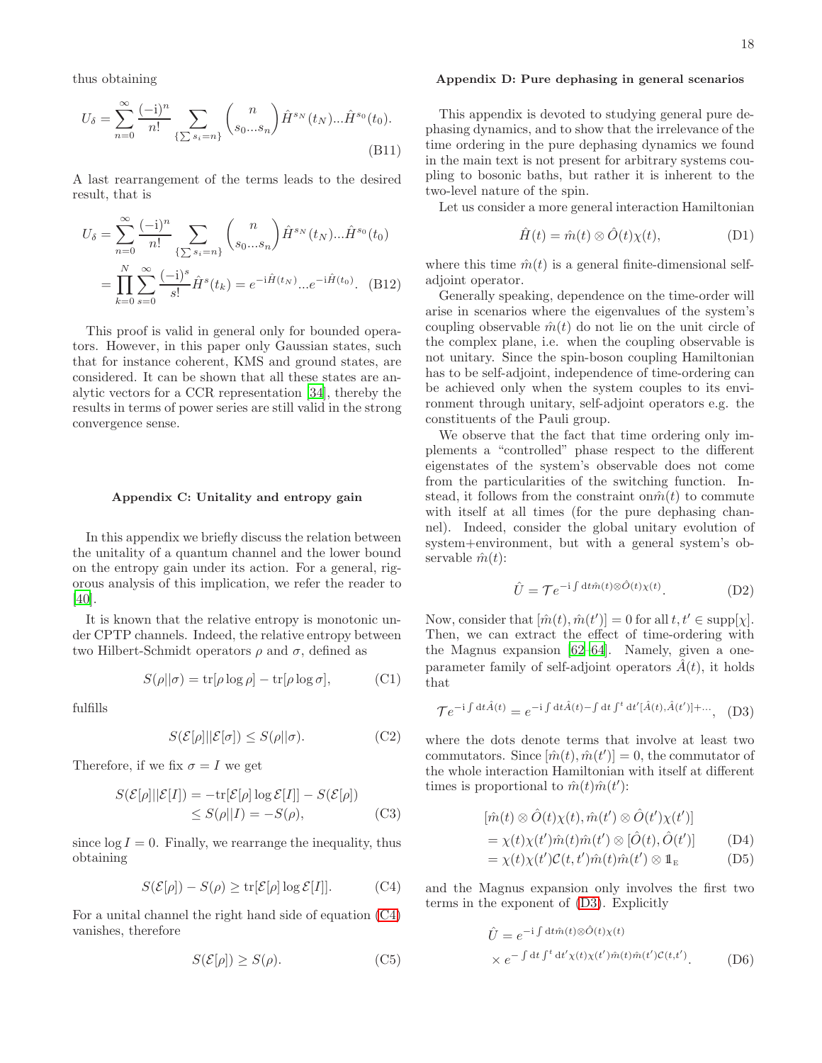thus obtaining

$$U_\delta = \sum_{n=0}^{\infty} \frac{(-\mathrm{i})^n}{n!} \sum_{\{\sum s_i = n\}} \binom{n}{s_0 ... s_n} \hat{H}^{s_N}(t_N) ... \hat{H}^{s_0}(t_0). \tag{B11}$$

A last rearrangement of the terms leads to the desired result, that is

$$\begin{aligned} U_\delta &= \sum_{n=0}^{\infty} \frac{(-\mathrm{i})^n}{n!} \sum_{\{\sum s_i = n\}} \binom{n}{s_0 ... s_n} \hat{H}^{s_N}(t_N) ... \hat{H}^{s_0}(t_0) \\ &= \prod_{k=0}^{N} \sum_{s=0}^{\infty} \frac{(-\mathrm{i})^s}{s!} \hat{H}^s(t_k) = e^{-\mathrm{i}\hat{H}(t_N)} ... e^{-\mathrm{i}\hat{H}(t_0)}. \end{aligned} \tag{B12}$$

This proof is valid in general only for bounded operators. However, in this paper only Gaussian states, such that for instance coherent, KMS and ground states, are considered. It can be shown that all these states are analytic vectors for a CCR representation [34], thereby the results in terms of power series are still valid in the strong convergence sense.

### Appendix C: Unitality and entropy gain

In this appendix we briefly discuss the relation between the unitality of a quantum channel and the lower bound on the entropy gain under its action. For a general, rigorous analysis of this implication, we refer the reader to [40].

It is known that the relative entropy is monotonic under CPTP channels. Indeed, the relative entropy between two Hilbert-Schmidt operators $\rho$ and $\sigma$, defined as

$$S(\rho||\sigma) = \mathrm{tr}[\rho \log \rho] - \mathrm{tr}[\rho \log \sigma], \tag{C1}$$

fulfills

$$S(\mathcal{E}[\rho]||\mathcal{E}[\sigma]) \leq S(\rho||\sigma). \tag{C2}$$

Therefore, if we fix $\sigma = I$ we get

$$\begin{aligned} S(\mathcal{E}[\rho]||\mathcal{E}[I]) &= -\mathrm{tr}[\mathcal{E}[\rho] \log \mathcal{E}[I]] - S(\mathcal{E}[\rho]) \\ &\leq S(\rho||I) = -S(\rho), \end{aligned} \tag{C3}$$

since $\log I = 0$. Finally, we rearrange the inequality, thus obtaining

$$S(\mathcal{E}[\rho]) - S(\rho) \geq \mathrm{tr}[\mathcal{E}[\rho] \log \mathcal{E}[I]]. \tag{C4}$$

For a unital channel the right hand side of equation (C4) vanishes, therefore

$$S(\mathcal{E}[\rho]) \geq S(\rho). \tag{C5}$$

### Appendix D: Pure dephasing in general scenarios

This appendix is devoted to studying general pure dephasing dynamics, and to show that the irrelevance of the time ordering in the pure dephasing dynamics we found in the main text is not present for arbitrary systems coupling to bosonic baths, but rather it is inherent to the two-level nature of the spin.

Let us consider a more general interaction Hamiltonian

$$\hat{H}(t) = \hat{m}(t) \otimes \hat{O}(t)\chi(t), \tag{D1}$$

where this time $\hat{m}(t)$ is a general finite-dimensional self-adjoint operator.

Generally speaking, dependence on the time-order will arise in scenarios where the eigenvalues of the system's coupling observable $\hat{m}(t)$ do not lie on the unit circle of the complex plane, i.e. when the coupling observable is not unitary. Since the spin-boson coupling Hamiltonian has to be self-adjoint, independence of time-ordering can be achieved only when the system couples to its environment through unitary, self-adjoint operators e.g. the constituents of the Pauli group.

We observe that the fact that time ordering only implements a "controlled" phase respect to the different eigenstates of the system's observable does not come from the particularities of the switching function. Instead, it follows from the constraint on$\hat{m}(t)$ to commute with itself at all times (for the pure dephasing channel). Indeed, consider the global unitary evolution of system+environment, but with a general system's observable $\hat{m}(t)$:

$$\hat{U} = \mathcal{T} e^{-\mathrm{i}\int \mathrm{d}t \hat{m}(t) \otimes \hat{O}(t)\chi(t)}. \tag{D2}$$

Now, consider that $[\hat{m}(t), \hat{m}(t')] = 0$ for all $t, t' \in \mathrm{supp}[\chi]$. Then, we can extract the effect of time-ordering with the Magnus expansion [62–64]. Namely, given a one-parameter family of self-adjoint operators $\hat{A}(t)$, it holds that

$$\mathcal{T} e^{-\mathrm{i}\int \mathrm{d}t \hat{A}(t)} = e^{-\mathrm{i}\int \mathrm{d}t \hat{A}(t) - \int \mathrm{d}t \int^t \mathrm{d}t' [\hat{A}(t), \hat{A}(t')] + \cdots}, \tag{D3}$$

where the dots denote terms that involve at least two commutators. Since $[\hat{m}(t), \hat{m}(t')] = 0$, the commutator of the whole interaction Hamiltonian with itself at different times is proportional to $\hat{m}(t)\hat{m}(t')$:

$$\begin{aligned} &[\hat{m}(t) \otimes \hat{O}(t)\chi(t), \hat{m}(t') \otimes \hat{O}(t')\chi(t')] \\ &= \chi(t)\chi(t')\hat{m}(t)\hat{m}(t') \otimes [\hat{O}(t), \hat{O}(t')] \qquad \text{(D4)} \\ &= \chi(t)\chi(t')\mathcal{C}(t,t')\hat{m}(t)\hat{m}(t') \otimes \mathbb{1}_{\mathrm{E}} \qquad \text{(D5)} \end{aligned}$$

and the Magnus expansion only involves the first two terms in the exponent of (D3). Explicitly

$$\begin{aligned} \hat{U} &= e^{-\mathrm{i}\int \mathrm{d}t \hat{m} \otimes \hat{O}(t)\chi(t)} \\ &\times e^{-\int \mathrm{d}t \int^t \mathrm{d}t' \chi(t)\chi(t')\hat{m}(t)\hat{m}(t')\mathcal{C}(t,t')}. \end{aligned} \tag{D6}$$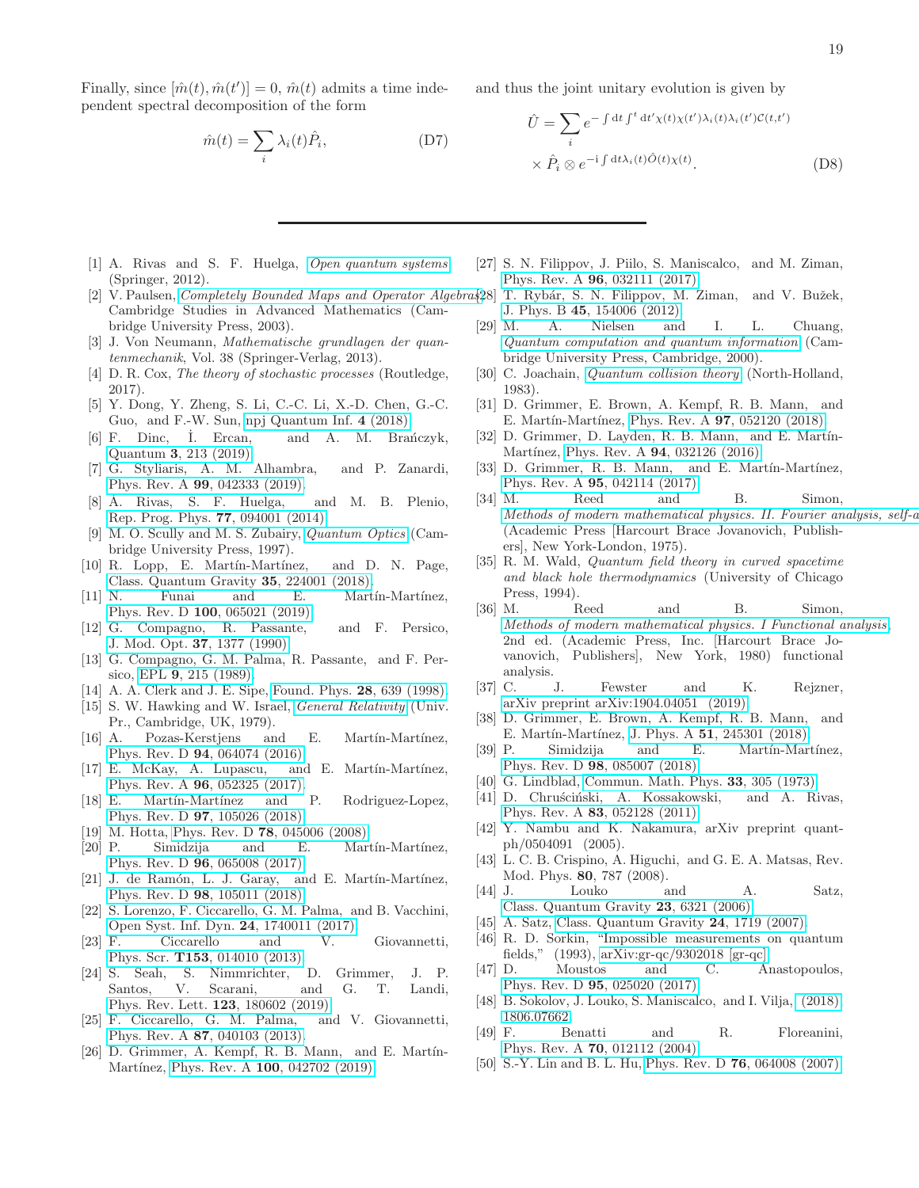Finally, since $[\hat{m}(t), \hat{m}(t')] = 0$, $\hat{m}(t)$ admits a time independent spectral decomposition of the form

$$\hat{m}(t) = \sum_i \lambda_i(t) \hat{P}_i, \tag{D7}$$

and thus the joint unitary evolution is given by

$$\hat{U} = \sum_i e^{-\int \mathrm{d}t \int^t \mathrm{d}t' \chi(t)\chi(t')\lambda_i(t)\lambda_i(t')\mathcal{C}(t,t')} \times \hat{P}_i \otimes e^{-\mathrm{i}\int \mathrm{d}t \lambda_i(t)\hat{O}(t)\chi(t)}. \tag{D8}$$

---

[1] A. Rivas and S. F. Huelga, *Open quantum systems* (Springer, 2012).

[2] V. Paulsen, *Completely Bounded Maps and Operator Algebras*, Cambridge Studies in Advanced Mathematics (Cambridge University Press, 2003).

[3] J. Von Neumann, *Mathematische grundlagen der quantenmechanik*, Vol. 38 (Springer-Verlag, 2013).

[4] D. R. Cox, *The theory of stochastic processes* (Routledge, 2017).

[5] Y. Dong, Y. Zheng, S. Li, C.-C. Li, X.-D. Chen, G.-C. Guo, and F.-W. Sun, npj Quantum Inf. **4** (2018).

[6] F. Dinc, İ. Ercan, and A. M. Brańczyk, Quantum **3**, 213 (2019).

[7] G. Styliaris, A. M. Alhambra, and P. Zanardi, Phys. Rev. A **99**, 042333 (2019).

[8] A. Rivas, S. F. Huelga, and M. B. Plenio, Rep. Prog. Phys. **77**, 094001 (2014).

[9] M. O. Scully and M. S. Zubairy, *Quantum Optics* (Cambridge University Press, 1997).

[10] R. Lopp, E. Martín-Martínez, and D. N. Page, Class. Quantum Gravity **35**, 224001 (2018).

[11] N. Funai and E. Martín-Martínez, Phys. Rev. D **100**, 065021 (2019).

[12] G. Compagno, R. Passante, and F. Persico, J. Mod. Opt. **37**, 1377 (1990).

[13] G. Compagno, G. M. Palma, R. Passante, and F. Persico, EPL **9**, 215 (1989).

[14] A. A. Clerk and J. E. Sipe, Found. Phys. **28**, 639 (1998).

[15] S. W. Hawking and W. Israel, *General Relativity* (Univ. Pr., Cambridge, UK, 1979).

[16] A. Pozas-Kerstjens and E. Martín-Martínez, Phys. Rev. D **94**, 064074 (2016).

[17] E. McKay, A. Lupascu, and E. Martín-Martínez, Phys. Rev. A **96**, 052325 (2017).

[18] E. Martín-Martínez and P. Rodriguez-Lopez, Phys. Rev. D **97**, 105026 (2018).

[19] M. Hotta, Phys. Rev. D **78**, 045006 (2008).

[20] P. Simidzija and E. Martín-Martínez, Phys. Rev. D **96**, 065008 (2017).

[21] J. de Ramón, L. J. Garay, and E. Martín-Martínez, Phys. Rev. D **98**, 105011 (2018).

[22] S. Lorenzo, F. Ciccarello, G. M. Palma, and B. Vacchini, Open Syst. Inf. Dyn. **24**, 1740011 (2017).

[23] F. Ciccarello and V. Giovannetti, Phys. Scr. **T153**, 014010 (2013).

[24] S. Seah, S. Nimmrichter, D. Grimmer, J. P. Santos, V. Scarani, and G. T. Landi, Phys. Rev. Lett. **123**, 180602 (2019).

[25] F. Ciccarello, G. M. Palma, and V. Giovannetti, Phys. Rev. A **87**, 040103 (2013).

[26] D. Grimmer, A. Kempf, R. B. Mann, and E. Martín-Martínez, Phys. Rev. A **100**, 042702 (2019).

[27] S. N. Filippov, J. Piilo, S. Maniscalco, and M. Ziman, Phys. Rev. A **96**, 032111 (2017).

[28] T. Rybár, S. N. Filippov, M. Ziman, and V. Bužek, J. Phys. B **45**, 154006 (2012).

[29] M. A. Nielsen and I. L. Chuang, *Quantum computation and quantum information* (Cambridge University Press, Cambridge, 2000).

[30] C. Joachain, *Quantum collision theory* (North-Holland, 1983).

[31] D. Grimmer, E. Brown, A. Kempf, R. B. Mann, and E. Martín-Martínez, Phys. Rev. A **97**, 052120 (2018).

[32] D. Grimmer, D. Layden, R. B. Mann, and E. Martín-Martínez, Phys. Rev. A **94**, 032126 (2016).

[33] D. Grimmer, R. B. Mann, and E. Martín-Martínez, Phys. Rev. A **95**, 042114 (2017).

[34] M. Reed and B. Simon, *Methods of modern mathematical physics. II. Fourier analysis, self-a* (Academic Press [Harcourt Brace Jovanovich, Publishers], New York-London, 1975).

[35] R. M. Wald, *Quantum field theory in curved spacetime and black hole thermodynamics* (University of Chicago Press, 1994).

[36] M. Reed and B. Simon, *Methods of modern mathematical physics. I Functional analysis*, 2nd ed. (Academic Press, Inc. [Harcourt Brace Jovanovich, Publishers], New York, 1980) functional analysis.

[37] C. J. Fewster and K. Rejzner, arXiv preprint arXiv:1904.04051 (2019).

[38] D. Grimmer, E. Brown, A. Kempf, R. B. Mann, and E. Martín-Martínez, J. Phys. A **51**, 245301 (2018).

[39] P. Simidzija and E. Martín-Martínez, Phys. Rev. D **98**, 085007 (2018).

[40] G. Lindblad, Commun. Math. Phys. **33**, 305 (1973).

[41] D. Chruściński, A. Kossakowski, and A. Rivas, Phys. Rev. A **83**, 052128 (2011).

[42] Y. Nambu and K. Nakamura, arXiv preprint quant-ph/0504091 (2005).

[43] L. C. B. Crispino, A. Higuchi, and G. E. A. Matsas, Rev. Mod. Phys. **80**, 787 (2008).

[44] J. Louko and A. Satz, Class. Quantum Gravity **23**, 6321 (2006).

[45] A. Satz, Class. Quantum Gravity **24**, 1719 (2007).

[46] R. D. Sorkin, "Impossible measurements on quantum fields," (1993), arXiv:gr-qc/9302018 [gr-qc].

[47] D. Moustos and C. Anastopoulos, Phys. Rev. D **95**, 025020 (2017).

[48] B. Sokolov, J. Louko, S. Maniscalco, and I. Vilja, (2018), 1806.07662.

[49] F. Benatti and R. Floreanini, Phys. Rev. A **70**, 012112 (2004).

[50] S.-Y. Lin and B. L. Hu, Phys. Rev. D **76**, 064008 (2007).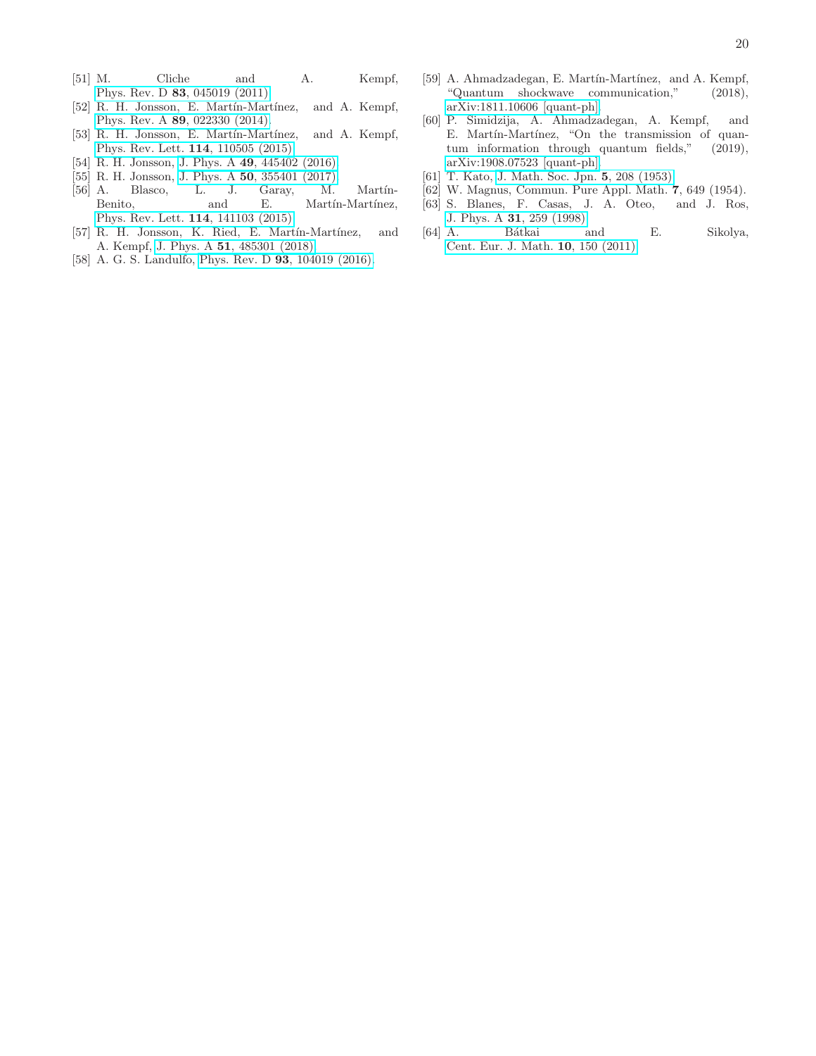[51] M. Cliche and A. Kempf, Phys. Rev. D **83**, 045019 (2011).

[52] R. H. Jonsson, E. Martín-Martínez, and A. Kempf, Phys. Rev. A **89**, 022330 (2014).

[53] R. H. Jonsson, E. Martín-Martínez, and A. Kempf, Phys. Rev. Lett. **114**, 110505 (2015).

[54] R. H. Jonsson, J. Phys. A **49**, 445402 (2016).

[55] R. H. Jonsson, J. Phys. A **50**, 355401 (2017).

[56] A. Blasco, L. J. Garay, M. Martín-Benito, and E. Martín-Martínez, Phys. Rev. Lett. **114**, 141103 (2015).

[57] R. H. Jonsson, K. Ried, E. Martín-Martínez, and A. Kempf, J. Phys. A **51**, 485301 (2018).

[58] A. G. S. Landulfo, Phys. Rev. D **93**, 104019 (2016).

[59] A. Ahmadzadegan, E. Martín-Martínez, and A. Kempf, "Quantum shockwave communication," (2018), arXiv:1811.10606 [quant-ph].

[60] P. Simidzija, A. Ahmadzadegan, A. Kempf, and E. Martín-Martínez, "On the transmission of quantum information through quantum fields," (2019), arXiv:1908.07523 [quant-ph].

[61] T. Kato, J. Math. Soc. Jpn. **5**, 208 (1953).

[62] W. Magnus, Commun. Pure Appl. Math. **7**, 649 (1954).

[63] S. Blanes, F. Casas, J. A. Oteo, and J. Ros, J. Phys. A **31**, 259 (1998).

[64] A. Bátkai and E. Sikolya, Cent. Eur. J. Math. **10**, 150 (2011).